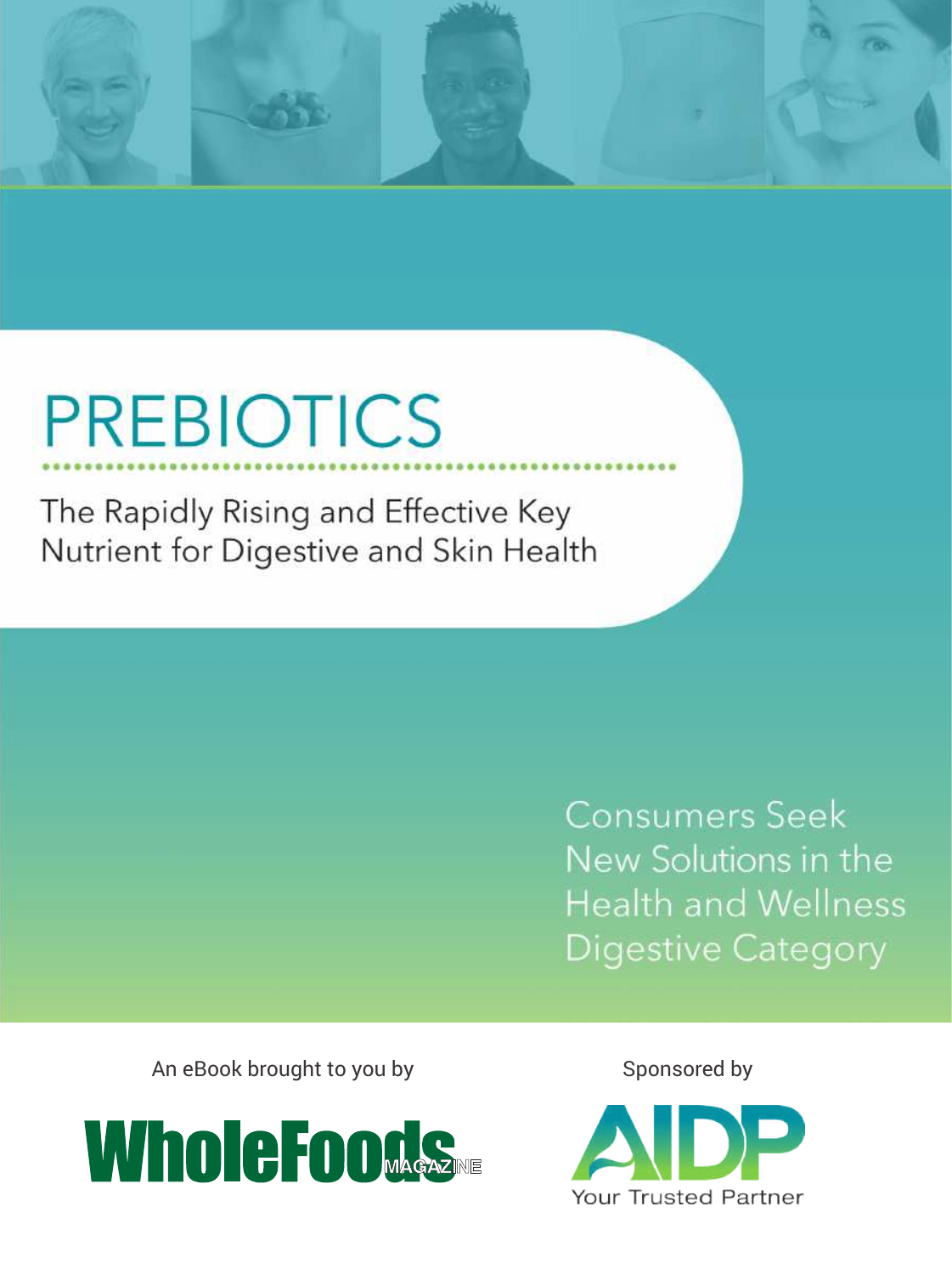# PREBIOTICS

The Rapidly Rising and Effective Key Nutrient for Digestive and Skin Health

Consumers Seek New Solutions in the Health and Wellness Digestive Category

An eBook brought to you by

WholeFoods MAGAZINE

Sponsored by

AIDP

Your Trusted Partner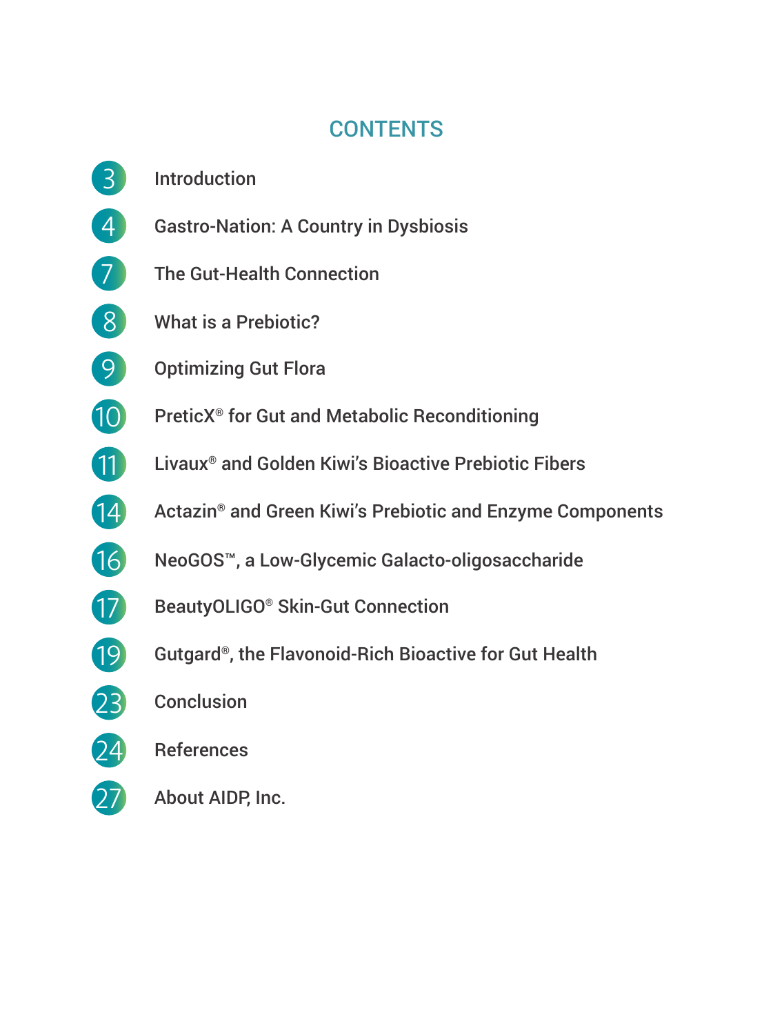# CONTENTS

| | |
|---|---|
| 3 | Introduction |
| 4 | Gastro-Nation: A Country in Dysbiosis |
| 7 | The Gut-Health Connection |
| 8 | What is a Prebiotic? |
| 9 | Optimizing Gut Flora |
| 10 | PreticX® for Gut and Metabolic Reconditioning |
| 11 | Livaux® and Golden Kiwi's Bioactive Prebiotic Fibers |
| 14 | Actazin® and Green Kiwi's Prebiotic and Enzyme Components |
| 16 | NeoGOS™, a Low-Glycemic Galacto-oligosaccharide |
| 17 | BeautyOLIGO® Skin-Gut Connection |
| 19 | Gutgard®, the Flavonoid-Rich Bioactive for Gut Health |
| 23 | Conclusion |
| 24 | References |
| 27 | About AIDP, Inc. |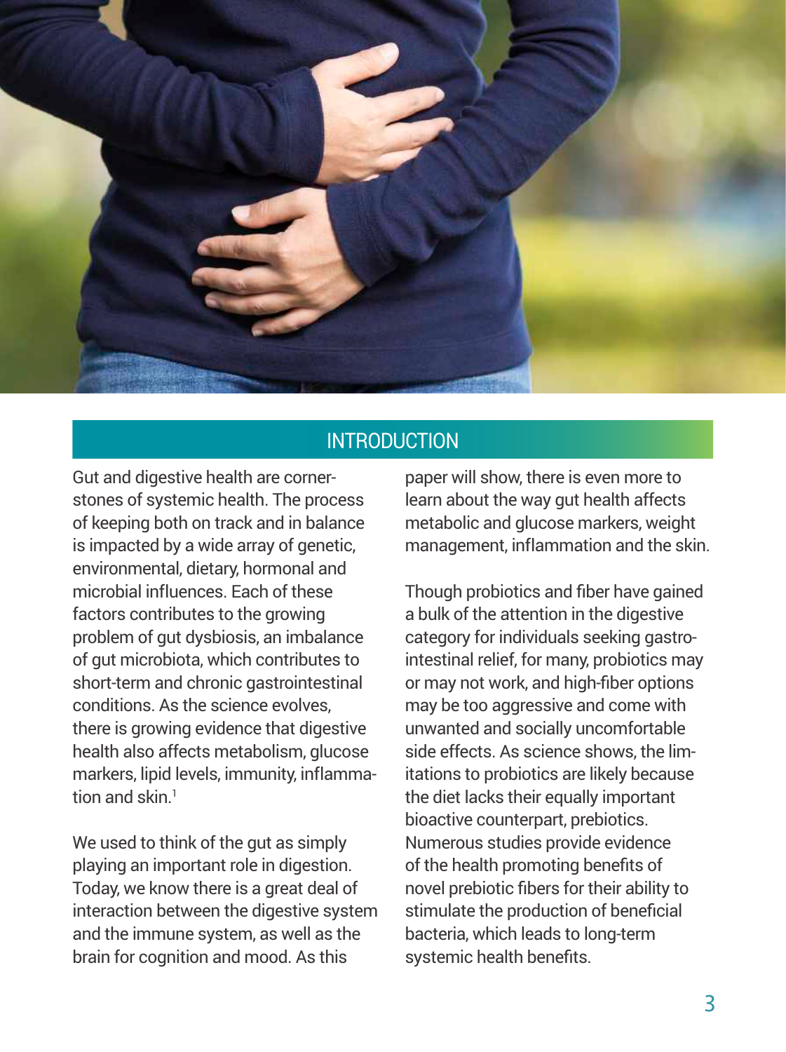## INTRODUCTION

Gut and digestive health are cornerstones of systemic health. The process of keeping both on track and in balance is impacted by a wide array of genetic, environmental, dietary, hormonal and microbial influences. Each of these factors contributes to the growing problem of gut dysbiosis, an imbalance of gut microbiota, which contributes to short-term and chronic gastrointestinal conditions. As the science evolves, there is growing evidence that digestive health also affects metabolism, glucose markers, lipid levels, immunity, inflammation and skin.[1]

We used to think of the gut as simply playing an important role in digestion. Today, we know there is a great deal of interaction between the digestive system and the immune system, as well as the brain for cognition and mood. As this paper will show, there is even more to learn about the way gut health affects metabolic and glucose markers, weight management, inflammation and the skin.

Though probiotics and fiber have gained a bulk of the attention in the digestive category for individuals seeking gastrointestinal relief, for many, probiotics may or may not work, and high-fiber options may be too aggressive and come with unwanted and socially uncomfortable side effects. As science shows, the limitations to probiotics are likely because the diet lacks their equally important bioactive counterpart, prebiotics. Numerous studies provide evidence of the health promoting benefits of novel prebiotic fibers for their ability to stimulate the production of beneficial bacteria, which leads to long-term systemic health benefits.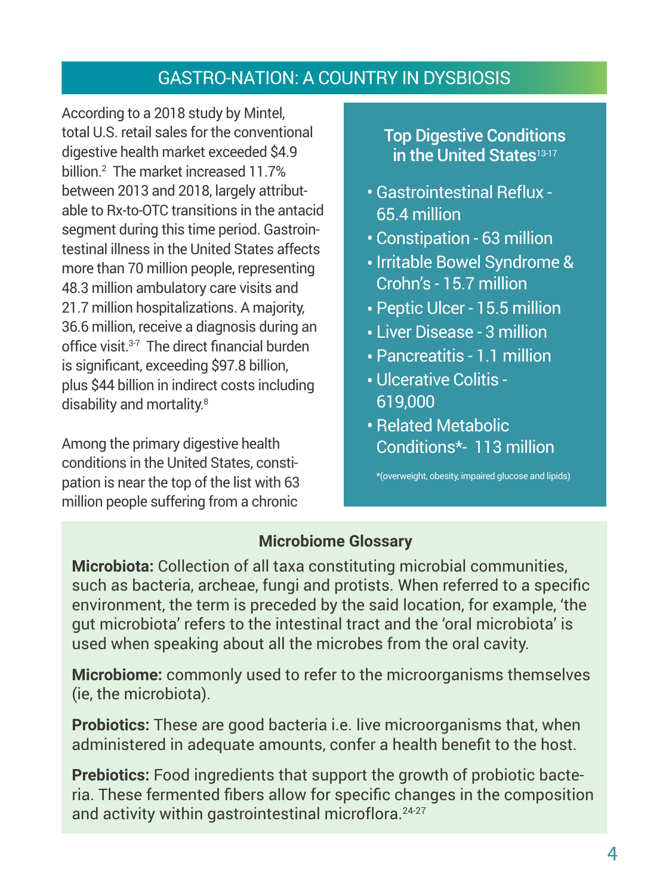## GASTRO-NATION: A COUNTRY IN DYSBIOSIS

According to a 2018 study by Mintel, total U.S. retail sales for the conventional digestive health market exceeded $4.9 billion.[2] The market increased 11.7% between 2013 and 2018, largely attributable to Rx-to-OTC transitions in the antacid segment during this time period. Gastrointestinal illness in the United States affects more than 70 million people, representing 48.3 million ambulatory care visits and 21.7 million hospitalizations. A majority, 36.6 million, receive a diagnosis during an office visit.[3-7] The direct financial burden is significant, exceeding $97.8 billion, plus $44 billion in indirect costs including disability and mortality.[8]

Among the primary digestive health conditions in the United States, constipation is near the top of the list with 63 million people suffering from a chronic

### Top Digestive Conditions in the United States[13-17]

- Gastrointestinal Reflux - 65.4 million
- Constipation - 63 million
- Irritable Bowel Syndrome & Crohn's - 15.7 million
- Peptic Ulcer - 15.5 million
- Liver Disease - 3 million
- Pancreatitis - 1.1 million
- Ulcerative Colitis - 619,000
- Related Metabolic Conditions*- 113 million

*(overweight, obesity, impaired glucose and lipids)

### Microbiome Glossary

**Microbiota:** Collection of all taxa constituting microbial communities, such as bacteria, archeae, fungi and protists. When referred to a specific environment, the term is preceded by the said location, for example, 'the gut microbiota' refers to the intestinal tract and the 'oral microbiota' is used when speaking about all the microbes from the oral cavity.

**Microbiome:** commonly used to refer to the microorganisms themselves (ie, the microbiota).

**Probiotics:** These are good bacteria i.e. live microorganisms that, when administered in adequate amounts, confer a health benefit to the host.

**Prebiotics:** Food ingredients that support the growth of probiotic bacteria. These fermented fibers allow for specific changes in the composition and activity within gastrointestinal microflora.[24-27]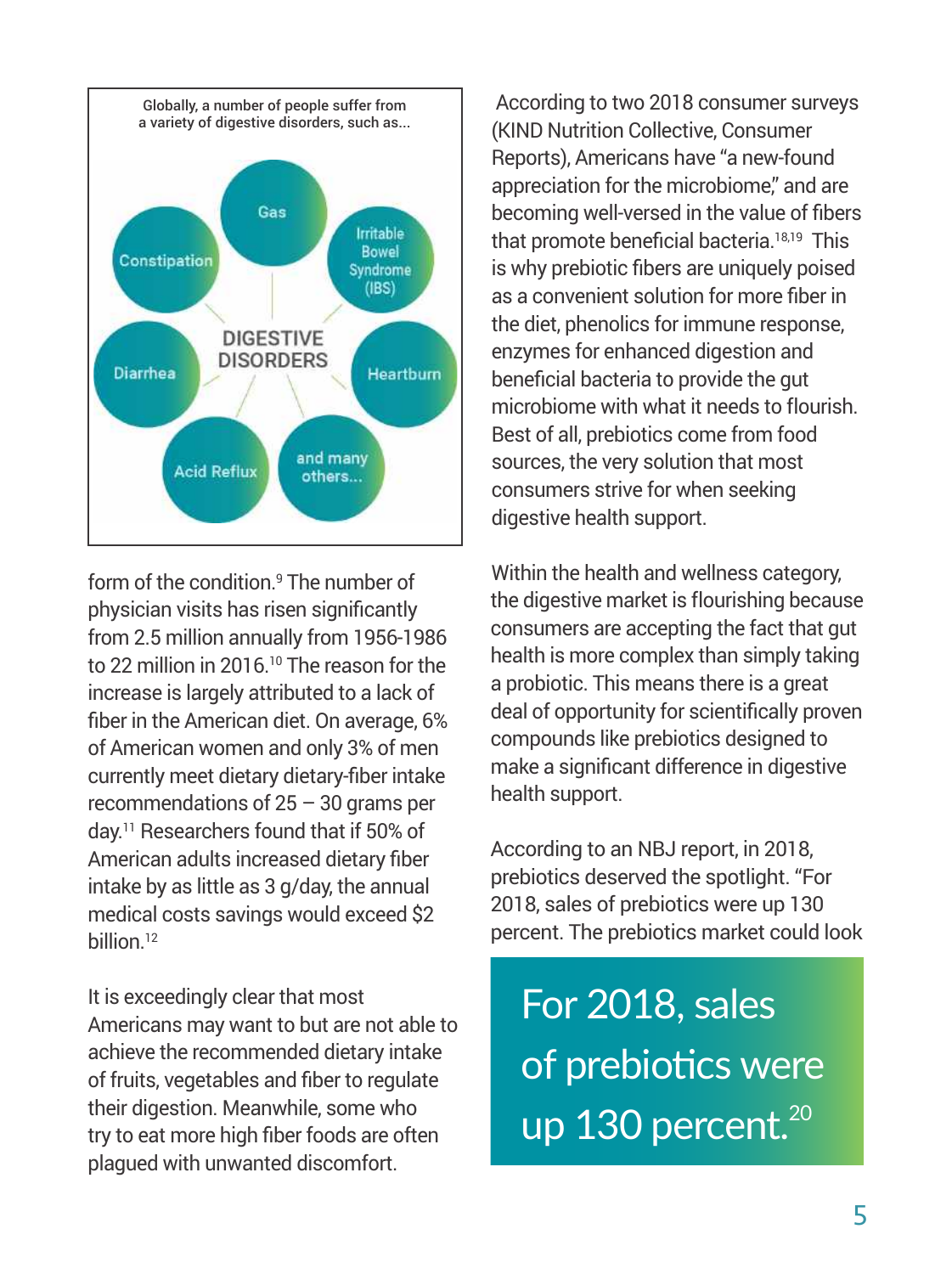Globally, a number of people suffer from a variety of digestive disorders, such as...

**DIGESTIVE DISORDERS**

- Gas
- Irritable Bowel Syndrome (IBS)
- Heartburn
- and many others...
- Acid Reflux
- Diarrhea
- Constipation

form of the condition.[9] The number of physician visits has risen significantly from 2.5 million annually from 1956-1986 to 22 million in 2016.[10] The reason for the increase is largely attributed to a lack of fiber in the American diet. On average, 6% of American women and only 3% of men currently meet dietary dietary-fiber intake recommendations of 25 – 30 grams per day.[11] Researchers found that if 50% of American adults increased dietary fiber intake by as little as 3 g/day, the annual medical costs savings would exceed $2 billion.[12]

It is exceedingly clear that most Americans may want to but are not able to achieve the recommended dietary intake of fruits, vegetables and fiber to regulate their digestion. Meanwhile, some who try to eat more high fiber foods are often plagued with unwanted discomfort.

According to two 2018 consumer surveys (KIND Nutrition Collective, Consumer Reports), Americans have "a new-found appreciation for the microbiome," and are becoming well-versed in the value of fibers that promote beneficial bacteria.[18,19] This is why prebiotic fibers are uniquely poised as a convenient solution for more fiber in the diet, phenolics for immune response, enzymes for enhanced digestion and beneficial bacteria to provide the gut microbiome with what it needs to flourish. Best of all, prebiotics come from food sources, the very solution that most consumers strive for when seeking digestive health support.

Within the health and wellness category, the digestive market is flourishing because consumers are accepting the fact that gut health is more complex than simply taking a probiotic. This means there is a great deal of opportunity for scientifically proven compounds like prebiotics designed to make a significant difference in digestive health support.

According to an NBJ report, in 2018, prebiotics deserved the spotlight. "For 2018, sales of prebiotics were up 130 percent. The prebiotics market could look

> For 2018, sales of prebiotics were up 130 percent.[20]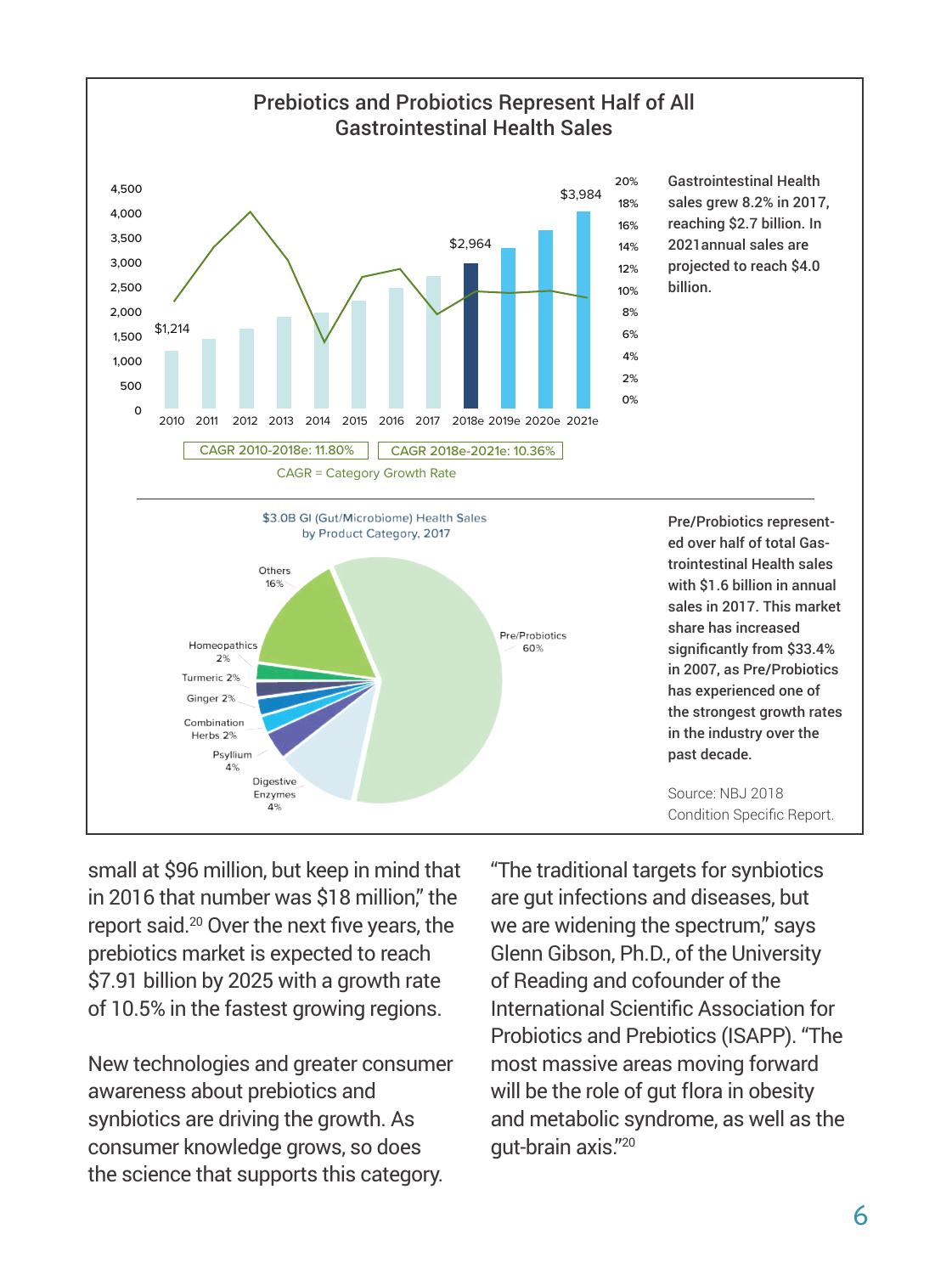## Prebiotics and Probiotics Represent Half of All Gastrointestinal Health Sales

CAGR 2010-2018e: 11.80%

CAGR 2018e-2021e: 10.36%

CAGR = Category Growth Rate

Gastrointestinal Health sales grew 8.2% in 2017, reaching $2.7 billion. In 2021annual sales are projected to reach $4.0 billion.

$3.0B GI (Gut/Microbiome) Health Sales by Product Category, 2017

Pre/Probiotics represented over half of total Gastrointestinal Health sales with $1.6 billion in annual sales in 2017. This market share has increased significantly from $33.4% in 2007, as Pre/Probiotics has experienced one of the strongest growth rates in the industry over the past decade.

Source: NBJ 2018 Condition Specific Report.

small at $96 million, but keep in mind that in 2016 that number was $18 million," the report said.[20] Over the next five years, the prebiotics market is expected to reach $7.91 billion by 2025 with a growth rate of 10.5% in the fastest growing regions.

New technologies and greater consumer awareness about prebiotics and synbiotics are driving the growth. As consumer knowledge grows, so does the science that supports this category.

"The traditional targets for synbiotics are gut infections and diseases, but we are widening the spectrum," says Glenn Gibson, Ph.D., of the University of Reading and cofounder of the International Scientific Association for Probiotics and Prebiotics (ISAPP). "The most massive areas moving forward will be the role of gut flora in obesity and metabolic syndrome, as well as the gut-brain axis."[20]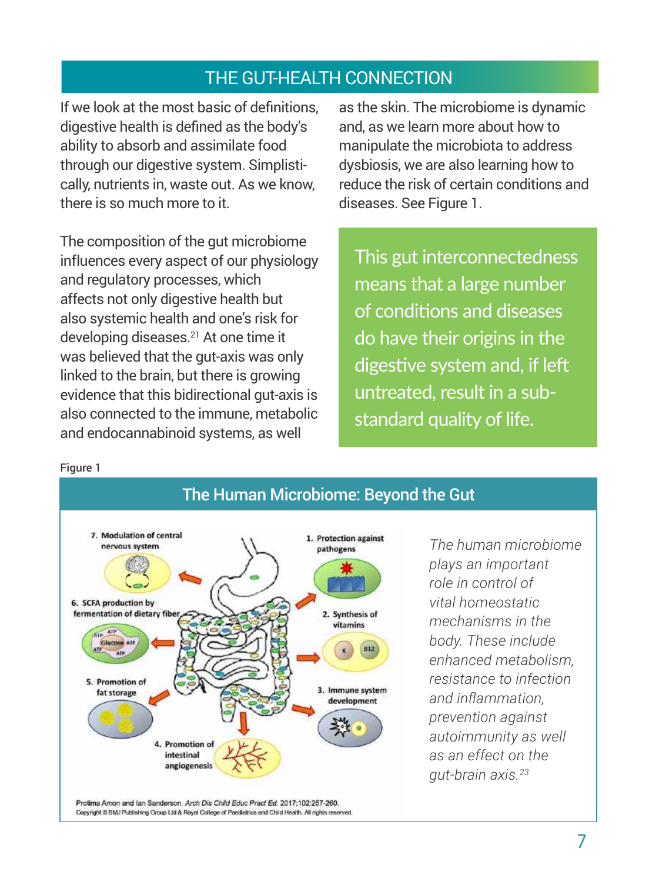## THE GUT-HEALTH CONNECTION

If we look at the most basic of definitions, digestive health is defined as the body's ability to absorb and assimilate food through our digestive system. Simplistically, nutrients in, waste out. As we know, there is so much more to it.

The composition of the gut microbiome influences every aspect of our physiology and regulatory processes, which affects not only digestive health but also systemic health and one's risk for developing diseases.[21] At one time it was believed that the gut-axis was only linked to the brain, but there is growing evidence that this bidirectional gut-axis is also connected to the immune, metabolic and endocannabinoid systems, as well as the skin. The microbiome is dynamic and, as we learn more about how to manipulate the microbiota to address dysbiosis, we are also learning how to reduce the risk of certain conditions and diseases. See Figure 1.

> This gut interconnectedness means that a large number of conditions and diseases do have their origins in the digestive system and, if left untreated, result in a sub-standard quality of life.

Figure 1

### The Human Microbiome: Beyond the Gut

1. Protection against pathogens
2. Synthesis of vitamins
3. Immune system development
4. Promotion of intestinal angiogenesis
5. Promotion of fat storage
6. SCFA production by fermentation of dietary fiber
7. Modulation of central nervous system

*The human microbiome plays an important role in control of vital homeostatic mechanisms in the body. These include enhanced metabolism, resistance to infection and inflammation, prevention against autoimmunity as well as an effect on the gut-brain axis.[23]*

Protima Amon and Ian Sanderson. *Arch Dis Child Educ Pract Ed.* 2017;102:257-260.
Copyright © BMJ Publishing Group Ltd & Royal College of Paediatrics and Child Health. All rights reserved.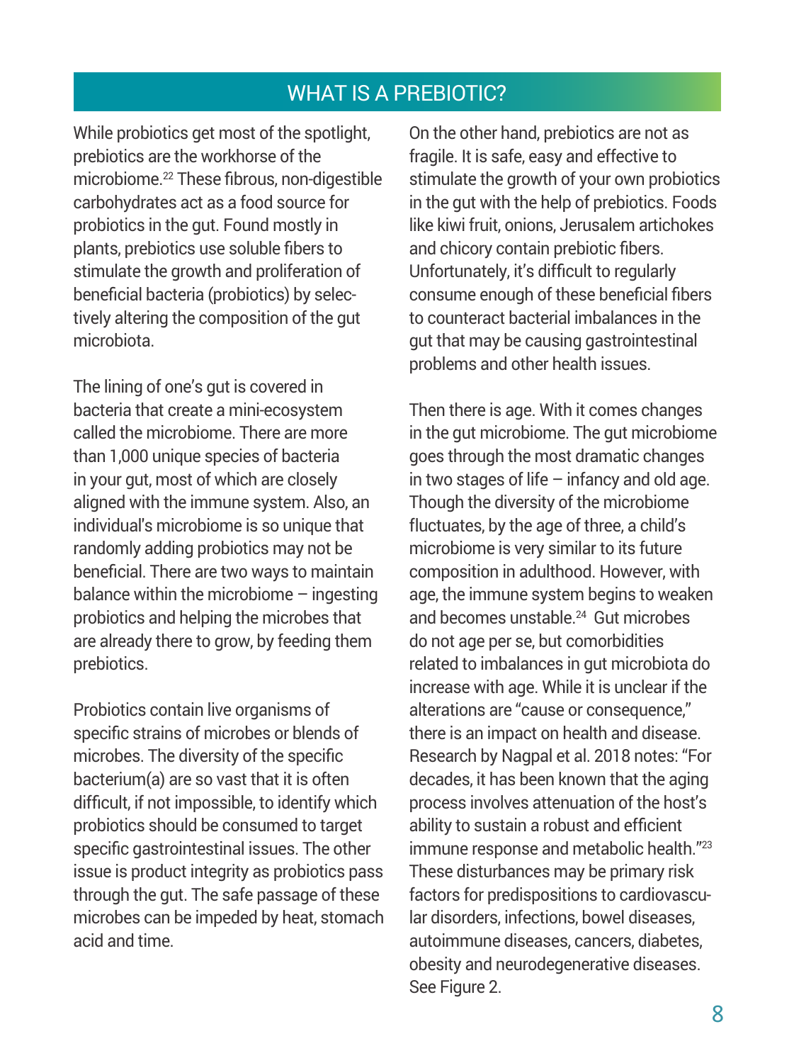## WHAT IS A PREBIOTIC?

While probiotics get most of the spotlight, prebiotics are the workhorse of the microbiome.[22] These fibrous, non-digestible carbohydrates act as a food source for probiotics in the gut. Found mostly in plants, prebiotics use soluble fibers to stimulate the growth and proliferation of beneficial bacteria (probiotics) by selectively altering the composition of the gut microbiota.

The lining of one's gut is covered in bacteria that create a mini-ecosystem called the microbiome. There are more than 1,000 unique species of bacteria in your gut, most of which are closely aligned with the immune system. Also, an individual's microbiome is so unique that randomly adding probiotics may not be beneficial. There are two ways to maintain balance within the microbiome – ingesting probiotics and helping the microbes that are already there to grow, by feeding them prebiotics.

Probiotics contain live organisms of specific strains of microbes or blends of microbes. The diversity of the specific bacterium(a) are so vast that it is often difficult, if not impossible, to identify which probiotics should be consumed to target specific gastrointestinal issues. The other issue is product integrity as probiotics pass through the gut. The safe passage of these microbes can be impeded by heat, stomach acid and time.

On the other hand, prebiotics are not as fragile. It is safe, easy and effective to stimulate the growth of your own probiotics in the gut with the help of prebiotics. Foods like kiwi fruit, onions, Jerusalem artichokes and chicory contain prebiotic fibers. Unfortunately, it's difficult to regularly consume enough of these beneficial fibers to counteract bacterial imbalances in the gut that may be causing gastrointestinal problems and other health issues.

Then there is age. With it comes changes in the gut microbiome. The gut microbiome goes through the most dramatic changes in two stages of life – infancy and old age. Though the diversity of the microbiome fluctuates, by the age of three, a child's microbiome is very similar to its future composition in adulthood. However, with age, the immune system begins to weaken and becomes unstable.[24] Gut microbes do not age per se, but comorbidities related to imbalances in gut microbiota do increase with age. While it is unclear if the alterations are "cause or consequence," there is an impact on health and disease. Research by Nagpal et al. 2018 notes: "For decades, it has been known that the aging process involves attenuation of the host's ability to sustain a robust and efficient immune response and metabolic health."[23] These disturbances may be primary risk factors for predispositions to cardiovascular disorders, infections, bowel diseases, autoimmune diseases, cancers, diabetes, obesity and neurodegenerative diseases. See Figure 2.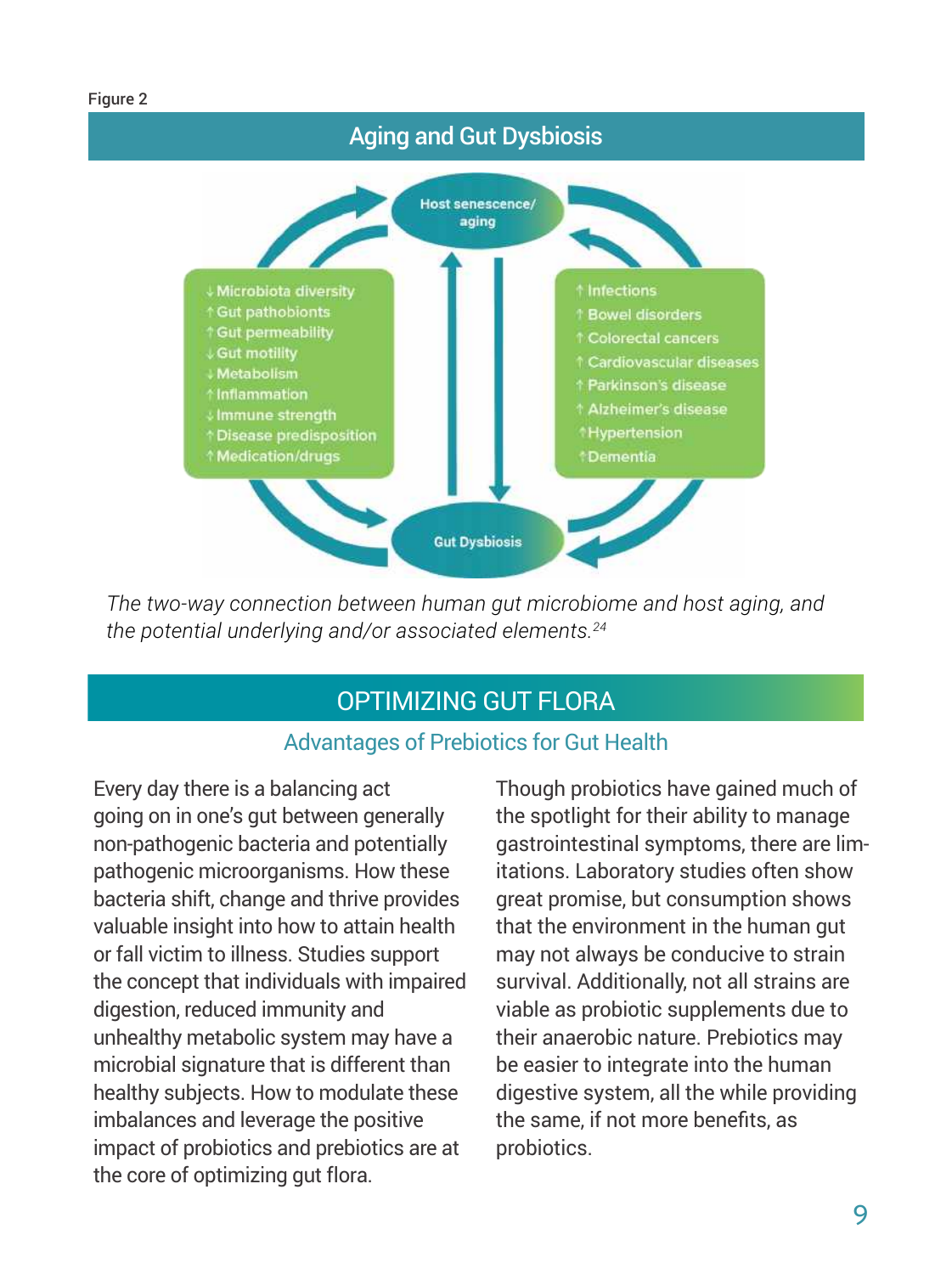Figure 2

## Aging and Gut Dysbiosis

Host senescence/aging

↓Microbiota diversity
↑Gut pathobionts
↑Gut permeability
↓Gut motility
↓Metabolism
↑Inflammation
↓Immune strength
↑Disease predisposition
↑Medication/drugs

↑Infections
↑Bowel disorders
↑Colorectal cancers
↑Cardiovascular diseases
↑Parkinson's disease
↑Alzheimer's disease
↑Hypertension
↑Dementia

Gut Dysbiosis

*The two-way connection between human gut microbiome and host aging, and the potential underlying and/or associated elements.*[24]

## OPTIMIZING GUT FLORA

### Advantages of Prebiotics for Gut Health

Every day there is a balancing act going on in one's gut between generally non-pathogenic bacteria and potentially pathogenic microorganisms. How these bacteria shift, change and thrive provides valuable insight into how to attain health or fall victim to illness. Studies support the concept that individuals with impaired digestion, reduced immunity and unhealthy metabolic system may have a microbial signature that is different than healthy subjects. How to modulate these imbalances and leverage the positive impact of probiotics and prebiotics are at the core of optimizing gut flora.

Though probiotics have gained much of the spotlight for their ability to manage gastrointestinal symptoms, there are limitations. Laboratory studies often show great promise, but consumption shows that the environment in the human gut may not always be conducive to strain survival. Additionally, not all strains are viable as probiotic supplements due to their anaerobic nature. Prebiotics may be easier to integrate into the human digestive system, all the while providing the same, if not more benefits, as probiotics.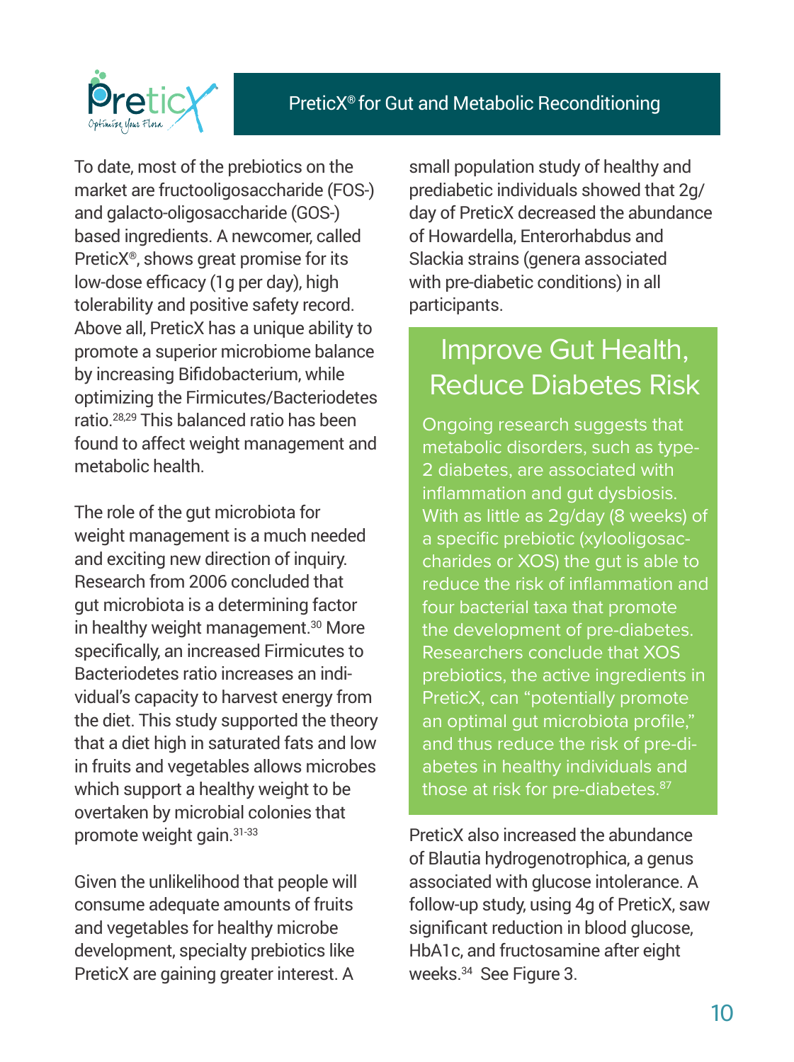To date, most of the prebiotics on the market are fructooligosaccharide (FOS-) and galacto-oligosaccharide (GOS-) based ingredients. A newcomer, called PreticX®, shows great promise for its low-dose efficacy (1g per day), high tolerability and positive safety record. Above all, PreticX has a unique ability to promote a superior microbiome balance by increasing Bifidobacterium, while optimizing the Firmicutes/Bacteriodetes ratio.[28,29] This balanced ratio has been found to affect weight management and metabolic health.

The role of the gut microbiota for weight management is a much needed and exciting new direction of inquiry. Research from 2006 concluded that gut microbiota is a determining factor in healthy weight management.[30] More specifically, an increased Firmicutes to Bacteriodetes ratio increases an individual's capacity to harvest energy from the diet. This study supported the theory that a diet high in saturated fats and low in fruits and vegetables allows microbes which support a healthy weight to be overtaken by microbial colonies that promote weight gain.[31-33]

Given the unlikelihood that people will consume adequate amounts of fruits and vegetables for healthy microbe development, specialty prebiotics like PreticX are gaining greater interest. A small population study of healthy and prediabetic individuals showed that 2g/day of PreticX decreased the abundance of Howardella, Enterorhabdus and Slackia strains (genera associated with pre-diabetic conditions) in all participants.

## Improve Gut Health, Reduce Diabetes Risk

Ongoing research suggests that metabolic disorders, such as type-2 diabetes, are associated with inflammation and gut dysbiosis. With as little as 2g/day (8 weeks) of a specific prebiotic (xylooligosaccharides or XOS) the gut is able to reduce the risk of inflammation and four bacterial taxa that promote the development of pre-diabetes. Researchers conclude that XOS prebiotics, the active ingredients in PreticX, can "potentially promote an optimal gut microbiota profile," and thus reduce the risk of pre-diabetes in healthy individuals and those at risk for pre-diabetes.[87]

PreticX also increased the abundance of Blautia hydrogenotrophica, a genus associated with glucose intolerance. A follow-up study, using 4g of PreticX, saw significant reduction in blood glucose, HbA1c, and fructosamine after eight weeks.[34] See Figure 3.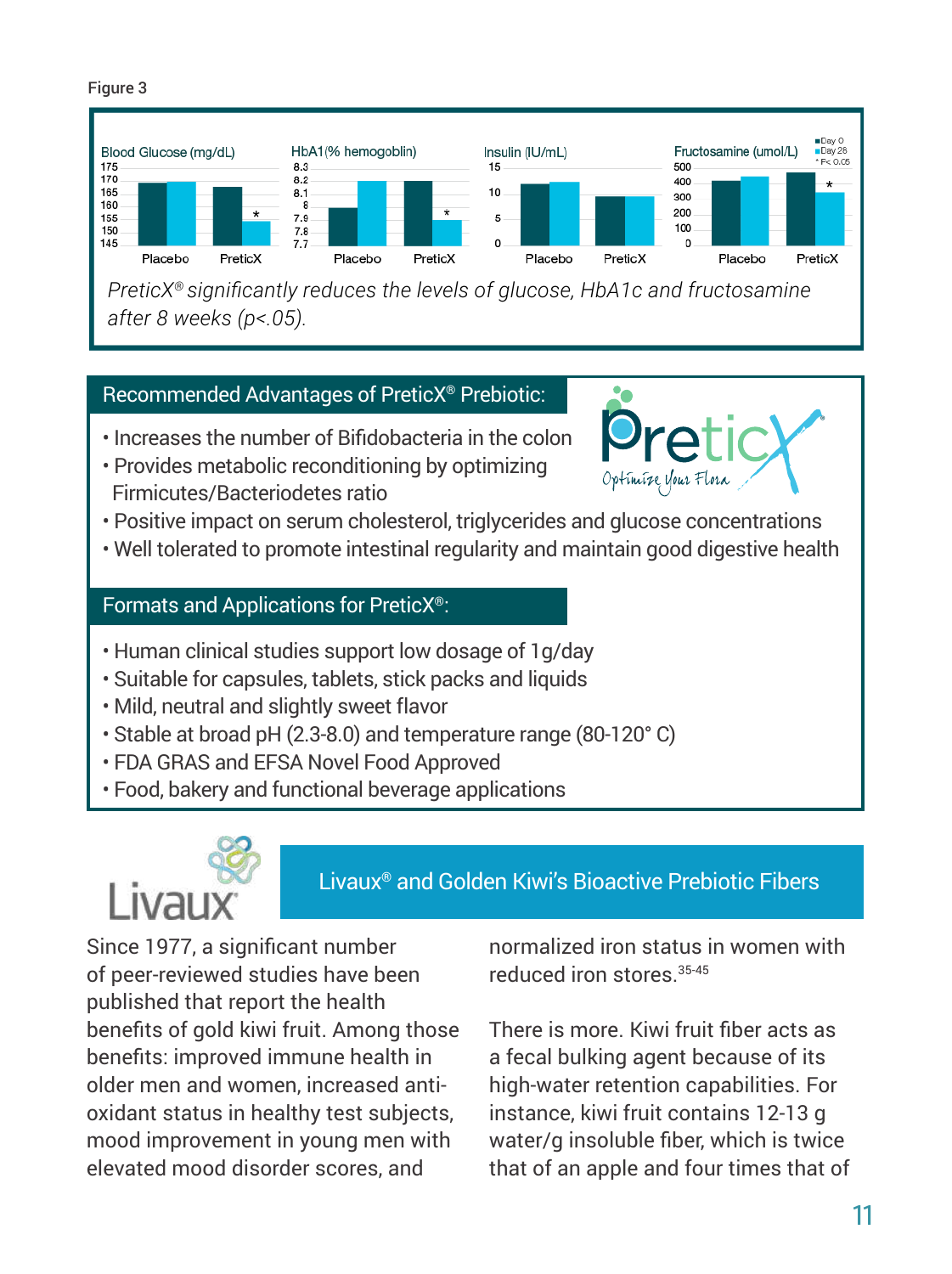Figure 3

Blood Glucose (mg/dL) | HbA1(% hemogoblin) | Insulin (IU/mL) | Fructosamine (umol/L)

Day 0 / Day 28 / * P< 0.05

*PreticX® significantly reduces the levels of glucose, HbA1c and fructosamine after 8 weeks ($p<.05$).*

## Recommended Advantages of PreticX® Prebiotic:

- Increases the number of Bifidobacteria in the colon
- Provides metabolic reconditioning by optimizing Firmicutes/Bacteriodetes ratio
- Positive impact on serum cholesterol, triglycerides and glucose concentrations
- Well tolerated to promote intestinal regularity and maintain good digestive health

## Formats and Applications for PreticX®:

- Human clinical studies support low dosage of 1g/day
- Suitable for capsules, tablets, stick packs and liquids
- Mild, neutral and slightly sweet flavor
- Stable at broad pH (2.3-8.0) and temperature range (80-120° C)
- FDA GRAS and EFSA Novel Food Approved
- Food, bakery and functional beverage applications

## Livaux® and Golden Kiwi's Bioactive Prebiotic Fibers

Since 1977, a significant number of peer-reviewed studies have been published that report the health benefits of gold kiwi fruit. Among those benefits: improved immune health in older men and women, increased anti-oxidant status in healthy test subjects, mood improvement in young men with elevated mood disorder scores, and normalized iron status in women with reduced iron stores.[35-45]

There is more. Kiwi fruit fiber acts as a fecal bulking agent because of its high-water retention capabilities. For instance, kiwi fruit contains 12-13 g water/g insoluble fiber, which is twice that of an apple and four times that of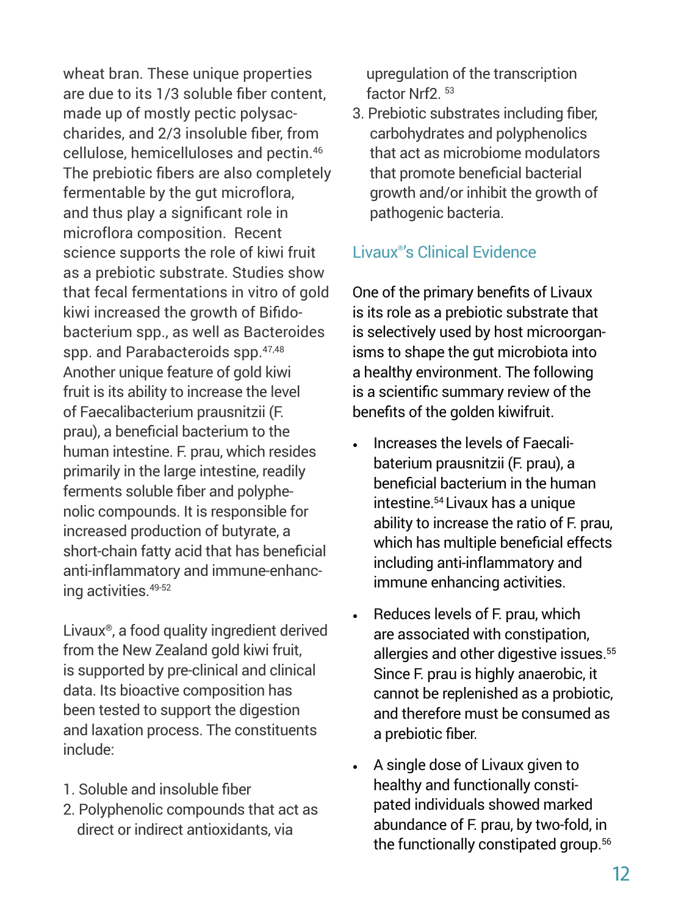wheat bran. These unique properties are due to its 1/3 soluble fiber content, made up of mostly pectic polysaccharides, and 2/3 insoluble fiber, from cellulose, hemicelluloses and pectin.[46] The prebiotic fibers are also completely fermentable by the gut microflora, and thus play a significant role in microflora composition. Recent science supports the role of kiwi fruit as a prebiotic substrate. Studies show that fecal fermentations in vitro of gold kiwi increased the growth of Bifidobacterium spp., as well as Bacteroides spp. and Parabacteroids spp.[47,48] Another unique feature of gold kiwi fruit is its ability to increase the level of Faecalibacterium prausnitzii (F. prau), a beneficial bacterium to the human intestine. F. prau, which resides primarily in the large intestine, readily ferments soluble fiber and polyphenolic compounds. It is responsible for increased production of butyrate, a short-chain fatty acid that has beneficial anti-inflammatory and immune-enhancing activities.[49-52]

Livaux®, a food quality ingredient derived from the New Zealand gold kiwi fruit, is supported by pre-clinical and clinical data. Its bioactive composition has been tested to support the digestion and laxation process. The constituents include:

1. Soluble and insoluble fiber
2. Polyphenolic compounds that act as direct or indirect antioxidants, via upregulation of the transcription factor Nrf2. [53]
3. Prebiotic substrates including fiber, carbohydrates and polyphenolics that act as microbiome modulators that promote beneficial bacterial growth and/or inhibit the growth of pathogenic bacteria.

## Livaux®'s Clinical Evidence

One of the primary benefits of Livaux is its role as a prebiotic substrate that is selectively used by host microorganisms to shape the gut microbiota into a healthy environment. The following is a scientific summary review of the benefits of the golden kiwifruit.

- Increases the levels of Faecalibaterium prausnitzii (F. prau), a beneficial bacterium in the human intestine.[54] Livaux has a unique ability to increase the ratio of F. prau, which has multiple beneficial effects including anti-inflammatory and immune enhancing activities.
- Reduces levels of F. prau, which are associated with constipation, allergies and other digestive issues.[55] Since F. prau is highly anaerobic, it cannot be replenished as a probiotic, and therefore must be consumed as a prebiotic fiber.
- A single dose of Livaux given to healthy and functionally constipated individuals showed marked abundance of F. prau, by two-fold, in the functionally constipated group.[56]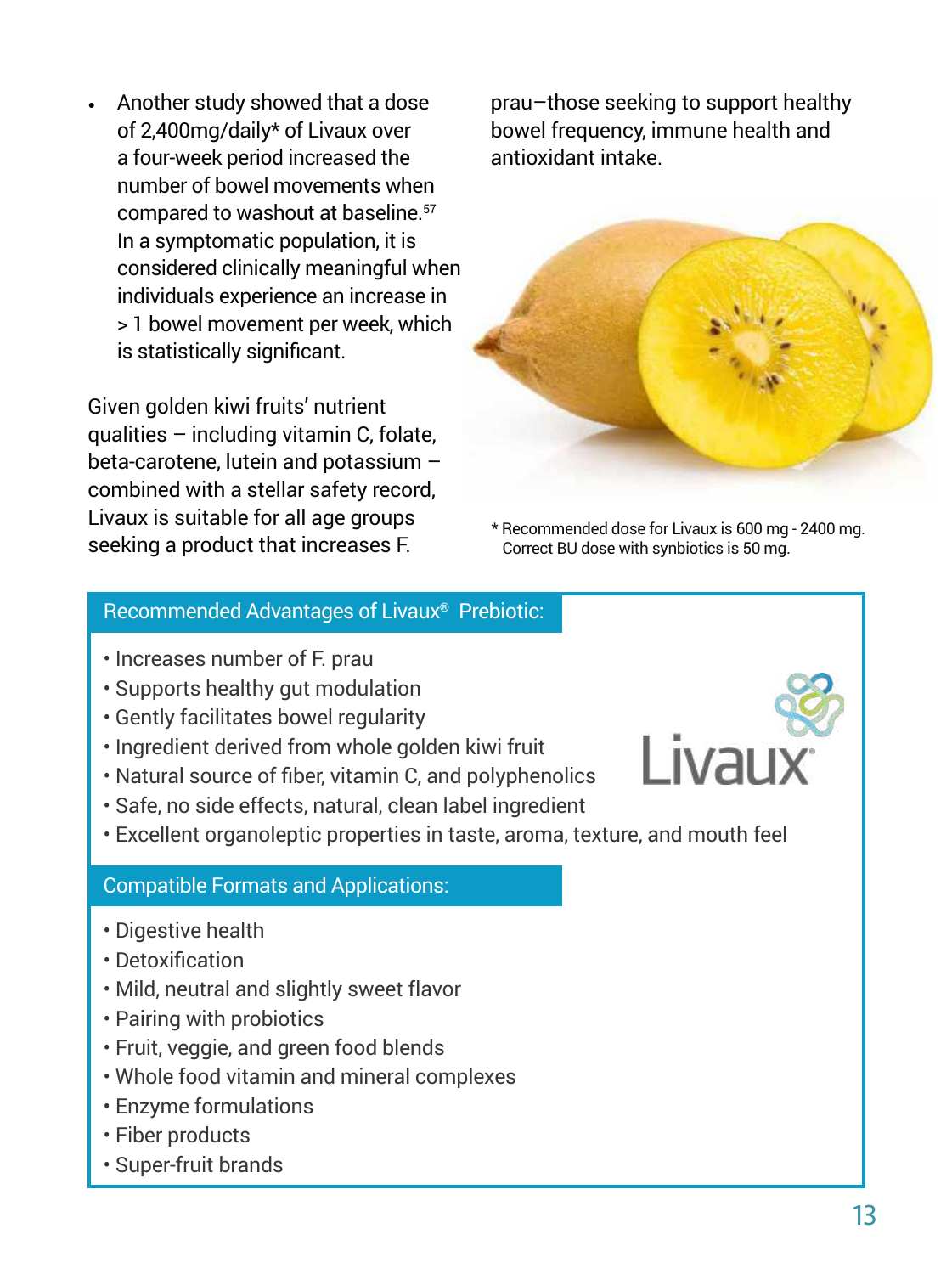- Another study showed that a dose of 2,400mg/daily* of Livaux over a four-week period increased the number of bowel movements when compared to washout at baseline.[57] In a symptomatic population, it is considered clinically meaningful when individuals experience an increase in > 1 bowel movement per week, which is statistically significant.

Given golden kiwi fruits' nutrient qualities – including vitamin C, folate, beta-carotene, lutein and potassium – combined with a stellar safety record, Livaux is suitable for all age groups seeking a product that increases F. prau–those seeking to support healthy bowel frequency, immune health and antioxidant intake.

\* Recommended dose for Livaux is 600 mg - 2400 mg. Correct BU dose with synbiotics is 50 mg.

## Recommended Advantages of Livaux® Prebiotic:

- Increases number of F. prau
- Supports healthy gut modulation
- Gently facilitates bowel regularity
- Ingredient derived from whole golden kiwi fruit
- Natural source of fiber, vitamin C, and polyphenolics
- Safe, no side effects, natural, clean label ingredient
- Excellent organoleptic properties in taste, aroma, texture, and mouth feel

## Compatible Formats and Applications:

- Digestive health
- Detoxification
- Mild, neutral and slightly sweet flavor
- Pairing with probiotics
- Fruit, veggie, and green food blends
- Whole food vitamin and mineral complexes
- Enzyme formulations
- Fiber products
- Super-fruit brands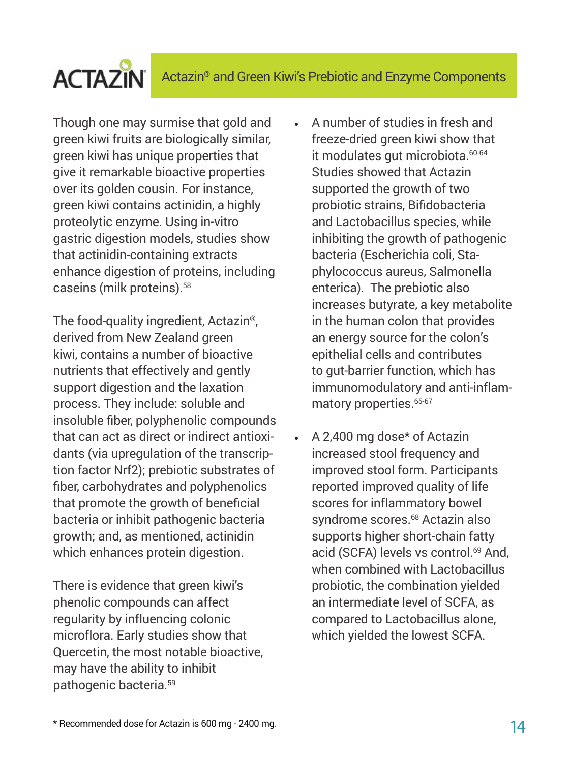## Actazin® and Green Kiwi's Prebiotic and Enzyme Components

Though one may surmise that gold and green kiwi fruits are biologically similar, green kiwi has unique properties that give it remarkable bioactive properties over its golden cousin. For instance, green kiwi contains actinidin, a highly proteolytic enzyme. Using in-vitro gastric digestion models, studies show that actinidin-containing extracts enhance digestion of proteins, including caseins (milk proteins).[58]

The food-quality ingredient, Actazin®, derived from New Zealand green kiwi, contains a number of bioactive nutrients that effectively and gently support digestion and the laxation process. They include: soluble and insoluble fiber, polyphenolic compounds that can act as direct or indirect antioxidants (via upregulation of the transcription factor Nrf2); prebiotic substrates of fiber, carbohydrates and polyphenolics that promote the growth of beneficial bacteria or inhibit pathogenic bacteria growth; and, as mentioned, actinidin which enhances protein digestion.

There is evidence that green kiwi's phenolic compounds can affect regularity by influencing colonic microflora. Early studies show that Quercetin, the most notable bioactive, may have the ability to inhibit pathogenic bacteria.[59]

- A number of studies in fresh and freeze-dried green kiwi show that it modulates gut microbiota.[60-64] Studies showed that Actazin supported the growth of two probiotic strains, Bifidobacteria and Lactobacillus species, while inhibiting the growth of pathogenic bacteria (Escherichia coli, Staphylococcus aureus, Salmonella enterica). The prebiotic also increases butyrate, a key metabolite in the human colon that provides an energy source for the colon's epithelial cells and contributes to gut-barrier function, which has immunomodulatory and anti-inflammatory properties.[65-67]
- A 2,400 mg dose* of Actazin increased stool frequency and improved stool form. Participants reported improved quality of life scores for inflammatory bowel syndrome scores.[68] Actazin also supports higher short-chain fatty acid (SCFA) levels vs control.[69] And, when combined with Lactobacillus probiotic, the combination yielded an intermediate level of SCFA, as compared to Lactobacillus alone, which yielded the lowest SCFA.

\* Recommended dose for Actazin is 600 mg - 2400 mg.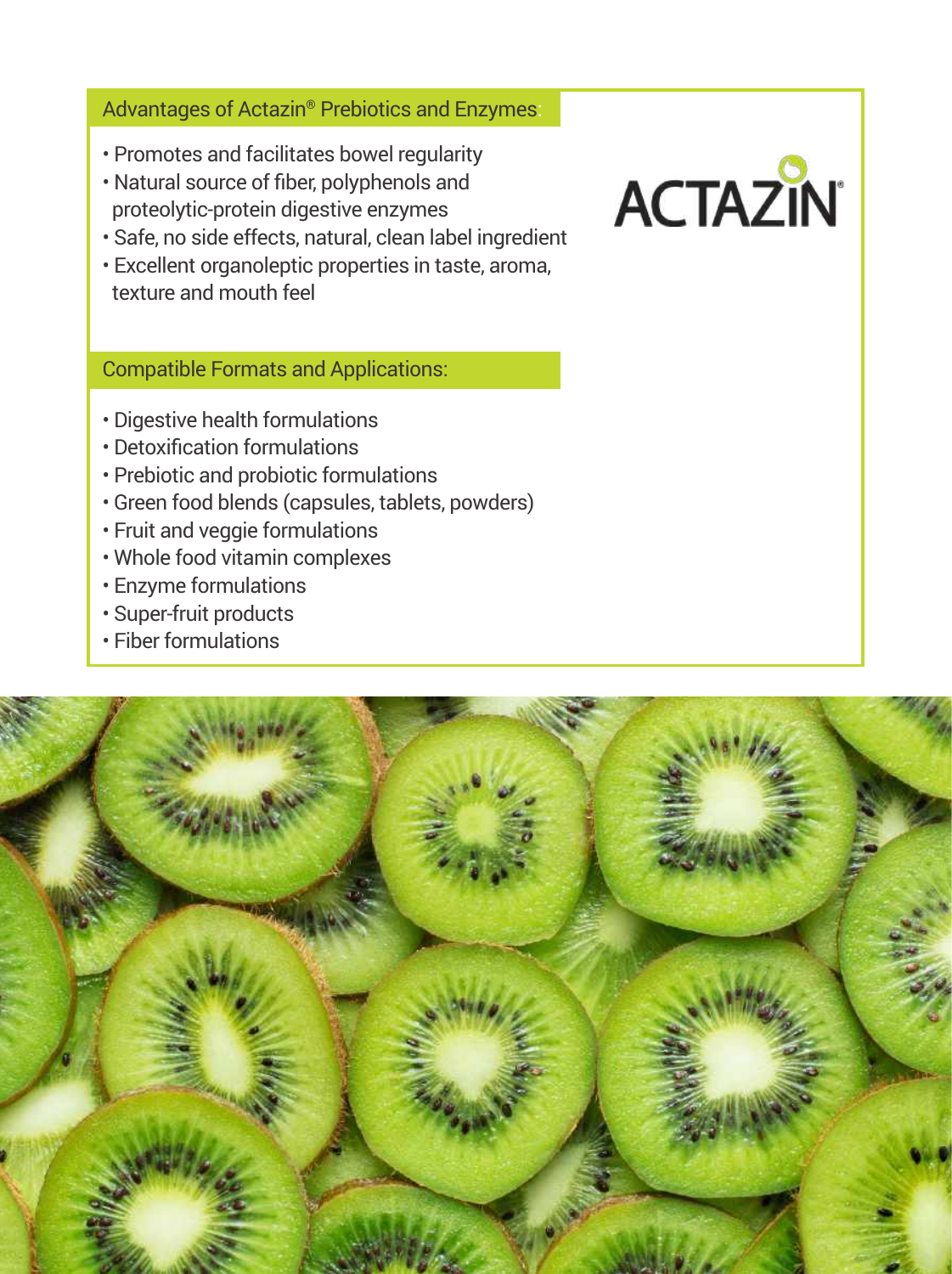## Advantages of Actazin® Prebiotics and Enzymes:

- Promotes and facilitates bowel regularity
- Natural source of fiber, polyphenols and proteolytic-protein digestive enzymes
- Safe, no side effects, natural, clean label ingredient
- Excellent organoleptic properties in taste, aroma, texture and mouth feel

ACTAZIN®

## Compatible Formats and Applications:

- Digestive health formulations
- Detoxification formulations
- Prebiotic and probiotic formulations
- Green food blends (capsules, tablets, powders)
- Fruit and veggie formulations
- Whole food vitamin complexes
- Enzyme formulations
- Super-fruit products
- Fiber formulations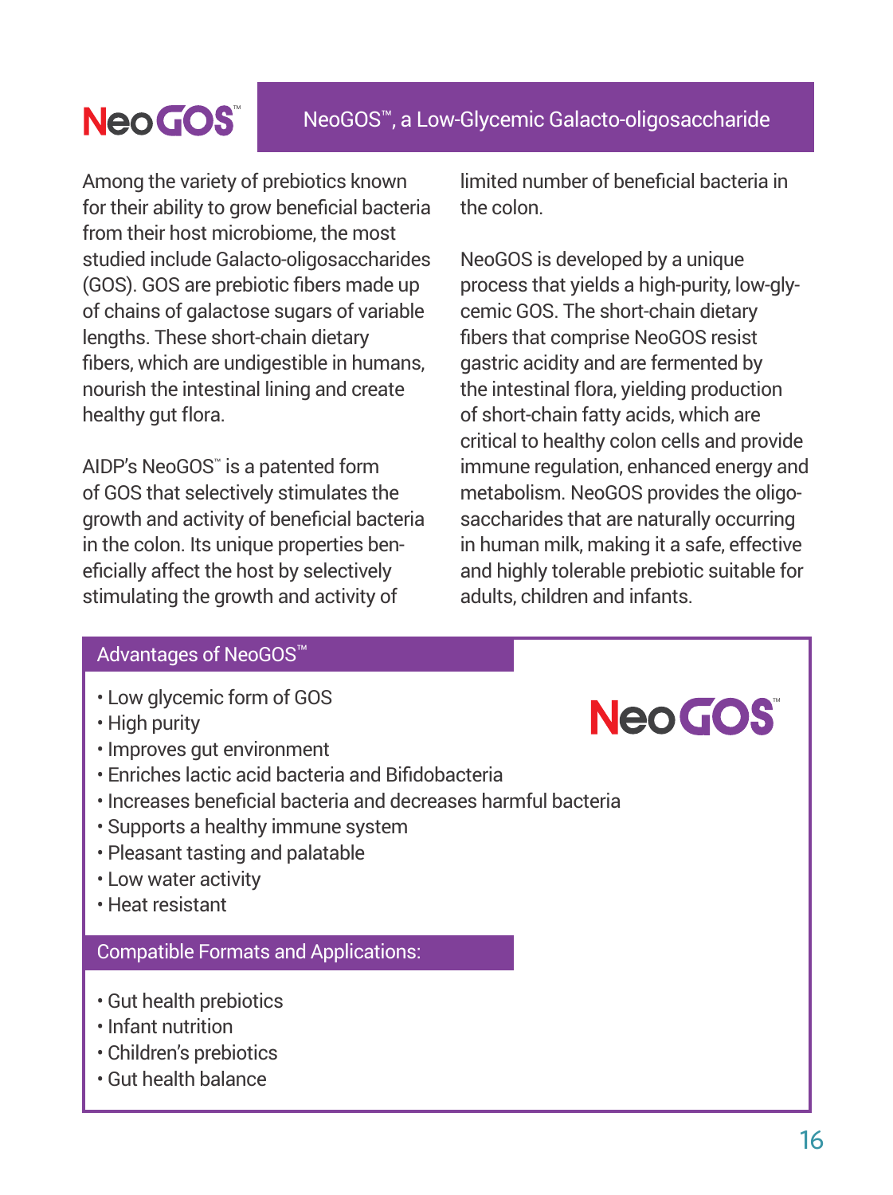# NeoGOS™

## NeoGOS™, a Low-Glycemic Galacto-oligosaccharide

Among the variety of prebiotics known for their ability to grow beneficial bacteria from their host microbiome, the most studied include Galacto-oligosaccharides (GOS). GOS are prebiotic fibers made up of chains of galactose sugars of variable lengths. These short-chain dietary fibers, which are undigestible in humans, nourish the intestinal lining and create healthy gut flora.

AIDP's NeoGOS™ is a patented form of GOS that selectively stimulates the growth and activity of beneficial bacteria in the colon. Its unique properties beneficially affect the host by selectively stimulating the growth and activity of limited number of beneficial bacteria in the colon.

NeoGOS is developed by a unique process that yields a high-purity, low-glycemic GOS. The short-chain dietary fibers that comprise NeoGOS resist gastric acidity and are fermented by the intestinal flora, yielding production of short-chain fatty acids, which are critical to healthy colon cells and provide immune regulation, enhanced energy and metabolism. NeoGOS provides the oligosaccharides that are naturally occurring in human milk, making it a safe, effective and highly tolerable prebiotic suitable for adults, children and infants.

### Advantages of NeoGOS™

- Low glycemic form of GOS
- High purity
- Improves gut environment
- Enriches lactic acid bacteria and Bifidobacteria
- Increases beneficial bacteria and decreases harmful bacteria
- Supports a healthy immune system
- Pleasant tasting and palatable
- Low water activity
- Heat resistant

### Compatible Formats and Applications:

- Gut health prebiotics
- Infant nutrition
- Children's prebiotics
- Gut health balance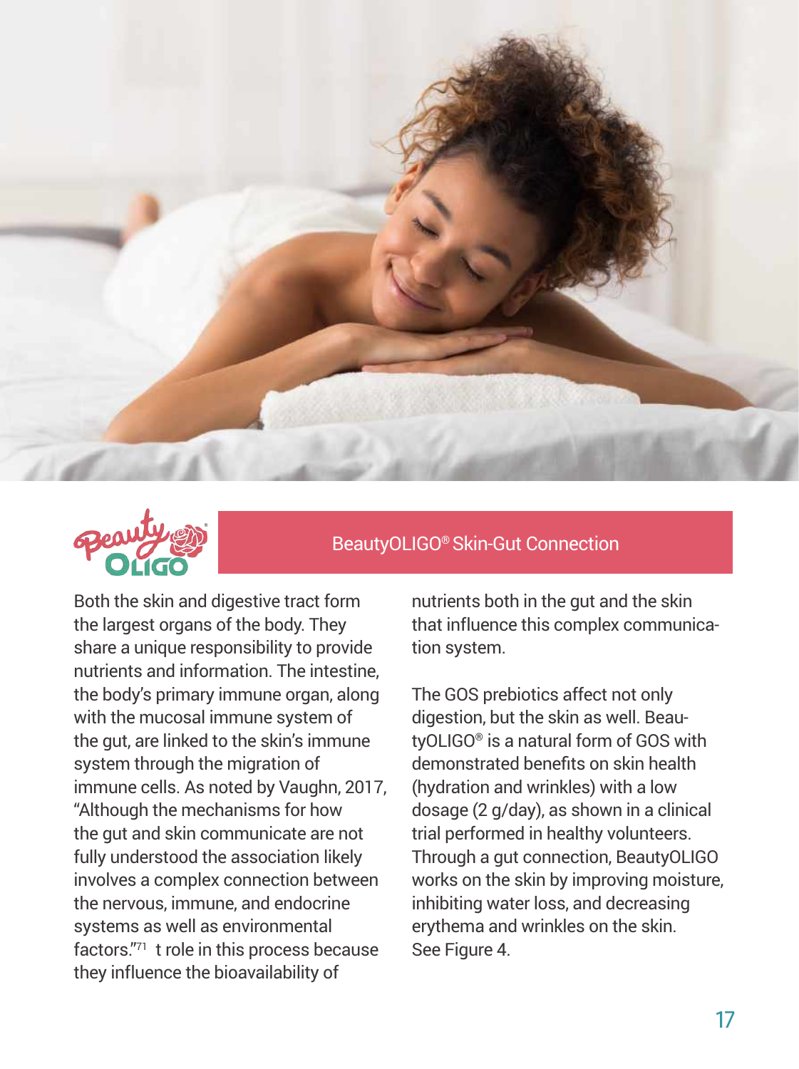## BeautyOLIGO® Skin-Gut Connection

Both the skin and digestive tract form the largest organs of the body. They share a unique responsibility to provide nutrients and information. The intestine, the body's primary immune organ, along with the mucosal immune system of the gut, are linked to the skin's immune system through the migration of immune cells. As noted by Vaughn, 2017, "Although the mechanisms for how the gut and skin communicate are not fully understood the association likely involves a complex connection between the nervous, immune, and endocrine systems as well as environmental factors."[71] t role in this process because they influence the bioavailability of nutrients both in the gut and the skin that influence this complex communication system.

The GOS prebiotics affect not only digestion, but the skin as well. BeautyOLIGO® is a natural form of GOS with demonstrated benefits on skin health (hydration and wrinkles) with a low dosage (2 g/day), as shown in a clinical trial performed in healthy volunteers. Through a gut connection, BeautyOLIGO works on the skin by improving moisture, inhibiting water loss, and decreasing erythema and wrinkles on the skin. See Figure 4.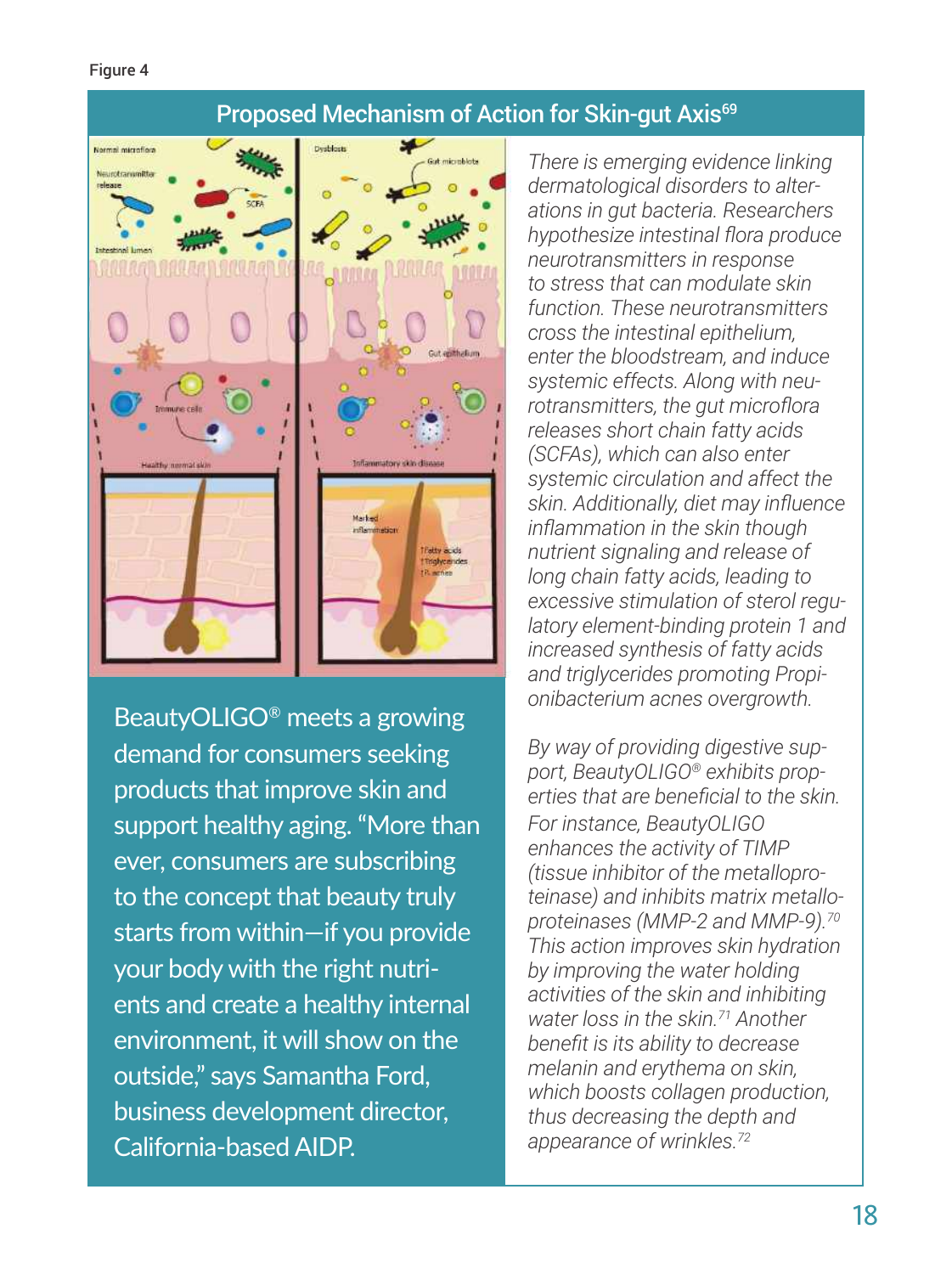Figure 4

## Proposed Mechanism of Action for Skin-gut Axis[69]

*There is emerging evidence linking dermatological disorders to alterations in gut bacteria. Researchers hypothesize intestinal flora produce neurotransmitters in response to stress that can modulate skin function. These neurotransmitters cross the intestinal epithelium, enter the bloodstream, and induce systemic effects. Along with neurotransmitters, the gut microflora releases short chain fatty acids (SCFAs), which can also enter systemic circulation and affect the skin. Additionally, diet may influence inflammation in the skin though nutrient signaling and release of long chain fatty acids, leading to excessive stimulation of sterol regulatory element-binding protein 1 and increased synthesis of fatty acids and triglycerides promoting Propionibacterium acnes overgrowth.*

BeautyOLIGO® meets a growing demand for consumers seeking products that improve skin and support healthy aging. "More than ever, consumers are subscribing to the concept that beauty truly starts from within—if you provide your body with the right nutrients and create a healthy internal environment, it will show on the outside," says Samantha Ford, business development director, California-based AIDP.

*By way of providing digestive support, BeautyOLIGO® exhibits properties that are beneficial to the skin. For instance, BeautyOLIGO enhances the activity of TIMP (tissue inhibitor of the metalloproteinase) and inhibits matrix metalloproteinases (MMP-2 and MMP-9).[70] This action improves skin hydration by improving the water holding activities of the skin and inhibiting water loss in the skin.[71] Another benefit is its ability to decrease melanin and erythema on skin, which boosts collagen production, thus decreasing the depth and appearance of wrinkles.[72]*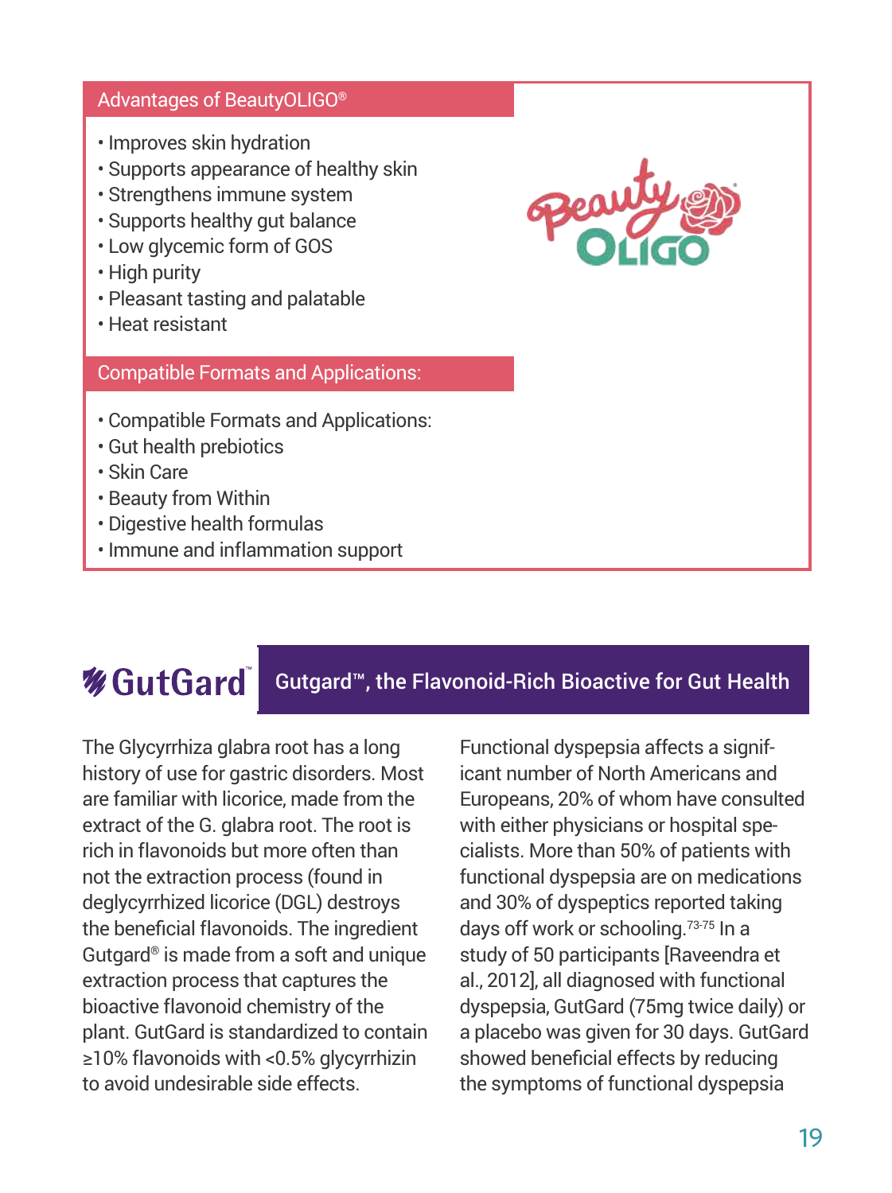## Advantages of BeautyOLIGO®

- Improves skin hydration
- Supports appearance of healthy skin
- Strengthens immune system
- Supports healthy gut balance
- Low glycemic form of GOS
- High purity
- Pleasant tasting and palatable
- Heat resistant

## Compatible Formats and Applications:

- Compatible Formats and Applications:
- Gut health prebiotics
- Skin Care
- Beauty from Within
- Digestive health formulas
- Immune and inflammation support

## GutGard™ — Gutgard™, the Flavonoid-Rich Bioactive for Gut Health

The Glycyrrhiza glabra root has a long history of use for gastric disorders. Most are familiar with licorice, made from the extract of the G. glabra root. The root is rich in flavonoids but more often than not the extraction process (found in deglycyrrhized licorice (DGL) destroys the beneficial flavonoids. The ingredient Gutgard® is made from a soft and unique extraction process that captures the bioactive flavonoid chemistry of the plant. GutGard is standardized to contain ≥10% flavonoids with <0.5% glycyrrhizin to avoid undesirable side effects.

Functional dyspepsia affects a significant number of North Americans and Europeans, 20% of whom have consulted with either physicians or hospital specialists. More than 50% of patients with functional dyspepsia are on medications and 30% of dyspeptics reported taking days off work or schooling.[73-75] In a study of 50 participants [Raveendra et al., 2012], all diagnosed with functional dyspepsia, GutGard (75mg twice daily) or a placebo was given for 30 days. GutGard showed beneficial effects by reducing the symptoms of functional dyspepsia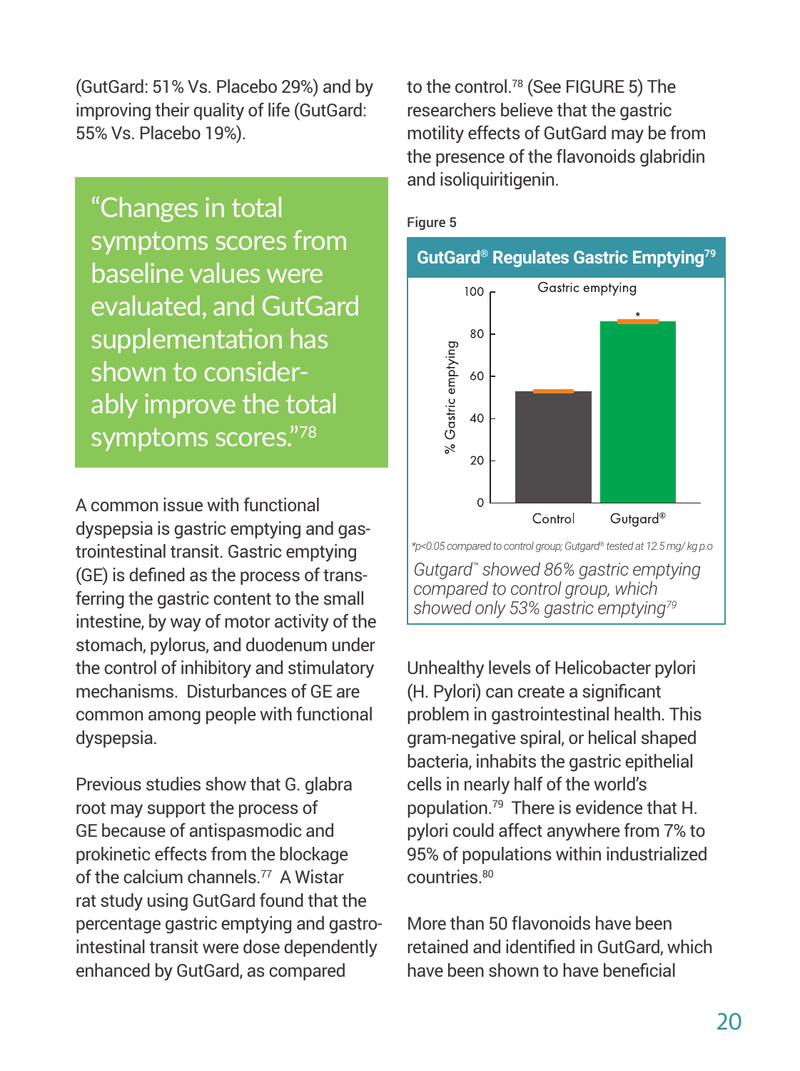(GutGard: 51% Vs. Placebo 29%) and by improving their quality of life (GutGard: 55% Vs. Placebo 19%).

> "Changes in total symptoms scores from baseline values were evaluated, and GutGard supplementation has shown to considerably improve the total symptoms scores."[78]

A common issue with functional dyspepsia is gastric emptying and gastrointestinal transit. Gastric emptying (GE) is defined as the process of transferring the gastric content to the small intestine, by way of motor activity of the stomach, pylorus, and duodenum under the control of inhibitory and stimulatory mechanisms. Disturbances of GE are common among people with functional dyspepsia.

Previous studies show that G. glabra root may support the process of GE because of antispasmodic and prokinetic effects from the blockage of the calcium channels.[77] A Wistar rat study using GutGard found that the percentage gastric emptying and gastrointestinal transit were dose dependently enhanced by GutGard, as compared to the control.[78] (See FIGURE 5) The researchers believe that the gastric motility effects of GutGard may be from the presence of the flavonoids glabridin and isoliquiritigenin.

Figure 5

**GutGard® Regulates Gastric Emptying[79]**

Gastric emptying

| Group | % Gastric emptying |
|---|---|
| Control | 53 |
| Gutgard® | 86* |

*$p<0.05$ compared to control group; Gutgard® tested at 12.5 mg/ kg p.o*

*Gutgard™ showed 86% gastric emptying compared to control group, which showed only 53% gastric emptying[79]*

Unhealthy levels of Helicobacter pylori (H. Pylori) can create a significant problem in gastrointestinal health. This gram-negative spiral, or helical shaped bacteria, inhabits the gastric epithelial cells in nearly half of the world's population.[79] There is evidence that H. pylori could affect anywhere from 7% to 95% of populations within industrialized countries.[80]

More than 50 flavonoids have been retained and identified in GutGard, which have been shown to have beneficial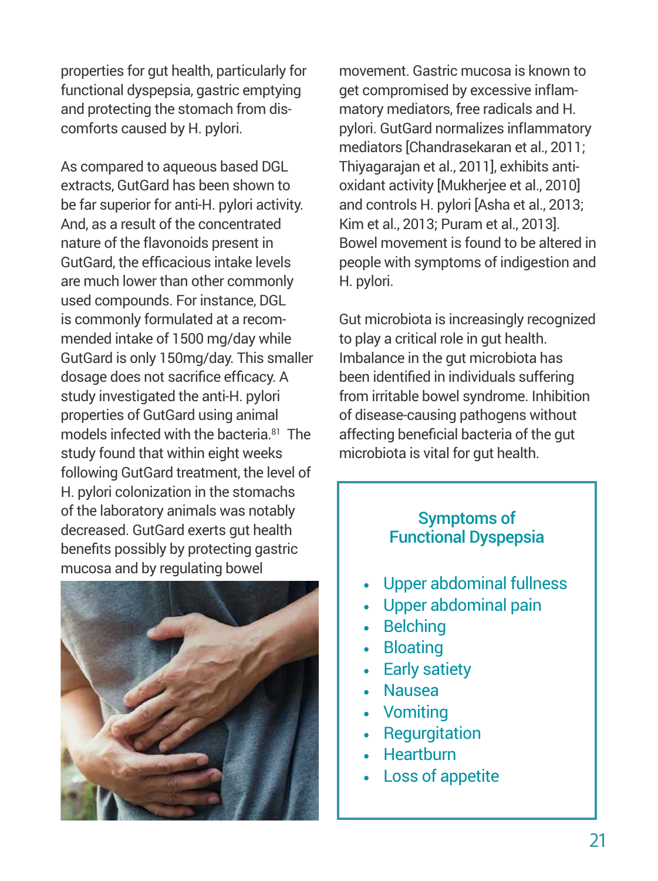properties for gut health, particularly for functional dyspepsia, gastric emptying and protecting the stomach from discomforts caused by H. pylori.

As compared to aqueous based DGL extracts, GutGard has been shown to be far superior for anti-H. pylori activity. And, as a result of the concentrated nature of the flavonoids present in GutGard, the efficacious intake levels are much lower than other commonly used compounds. For instance, DGL is commonly formulated at a recommended intake of 1500 mg/day while GutGard is only 150mg/day. This smaller dosage does not sacrifice efficacy. A study investigated the anti-H. pylori properties of GutGard using animal models infected with the bacteria.[81] The study found that within eight weeks following GutGard treatment, the level of H. pylori colonization in the stomachs of the laboratory animals was notably decreased. GutGard exerts gut health benefits possibly by protecting gastric mucosa and by regulating bowel movement. Gastric mucosa is known to get compromised by excessive inflammatory mediators, free radicals and H. pylori. GutGard normalizes inflammatory mediators [Chandrasekaran et al., 2011; Thiyagarajan et al., 2011], exhibits antioxidant activity [Mukherjee et al., 2010] and controls H. pylori [Asha et al., 2013; Kim et al., 2013; Puram et al., 2013]. Bowel movement is found to be altered in people with symptoms of indigestion and H. pylori.

Gut microbiota is increasingly recognized to play a critical role in gut health. Imbalance in the gut microbiota has been identified in individuals suffering from irritable bowel syndrome. Inhibition of disease-causing pathogens without affecting beneficial bacteria of the gut microbiota is vital for gut health.

### Symptoms of Functional Dyspepsia

- Upper abdominal fullness
- Upper abdominal pain
- Belching
- Bloating
- Early satiety
- Nausea
- Vomiting
- Regurgitation
- Heartburn
- Loss of appetite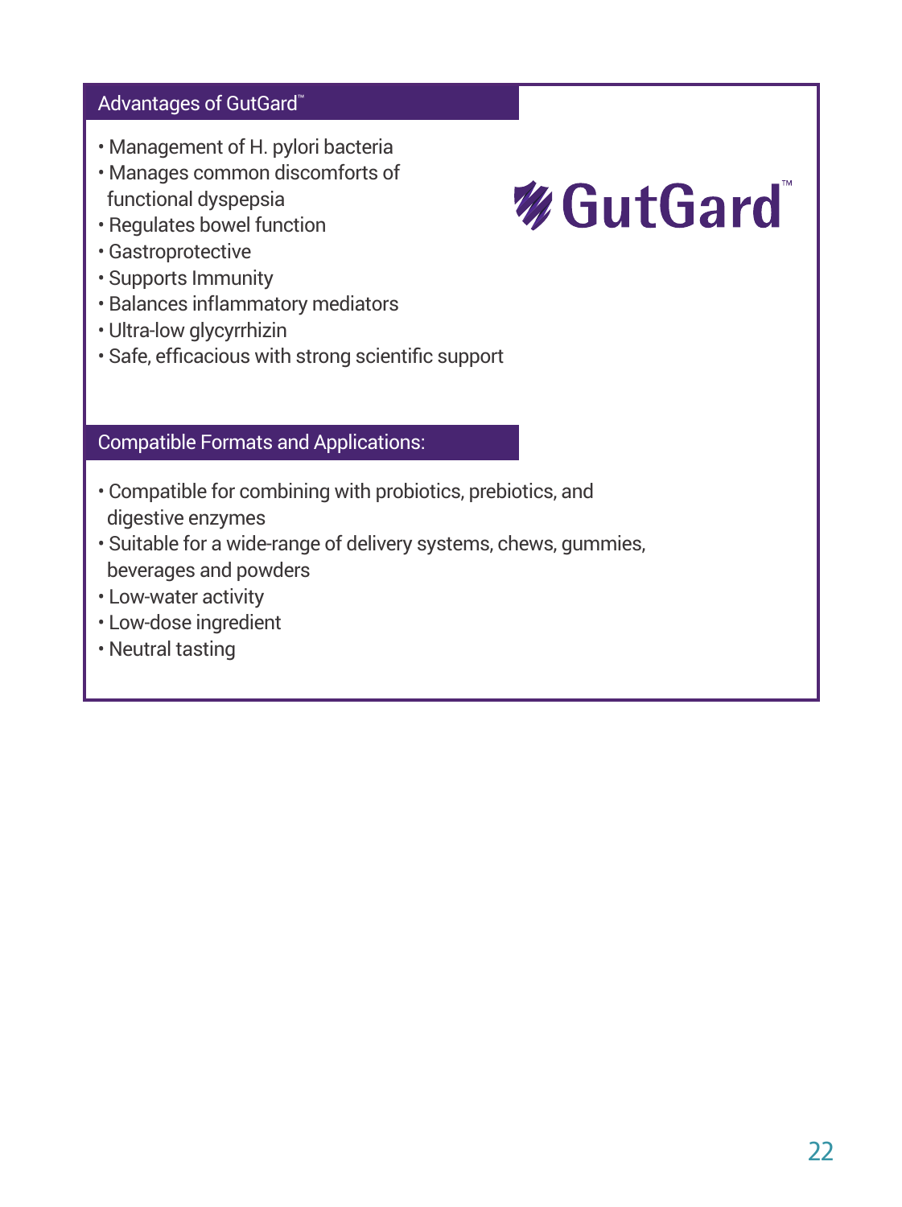## Advantages of GutGard™

GutGard™

- Management of H. pylori bacteria
- Manages common discomforts of functional dyspepsia
- Regulates bowel function
- Gastroprotective
- Supports Immunity
- Balances inflammatory mediators
- Ultra-low glycyrrhizin
- Safe, efficacious with strong scientific support

## Compatible Formats and Applications:

- Compatible for combining with probiotics, prebiotics, and digestive enzymes
- Suitable for a wide-range of delivery systems, chews, gummies, beverages and powders
- Low-water activity
- Low-dose ingredient
- Neutral tasting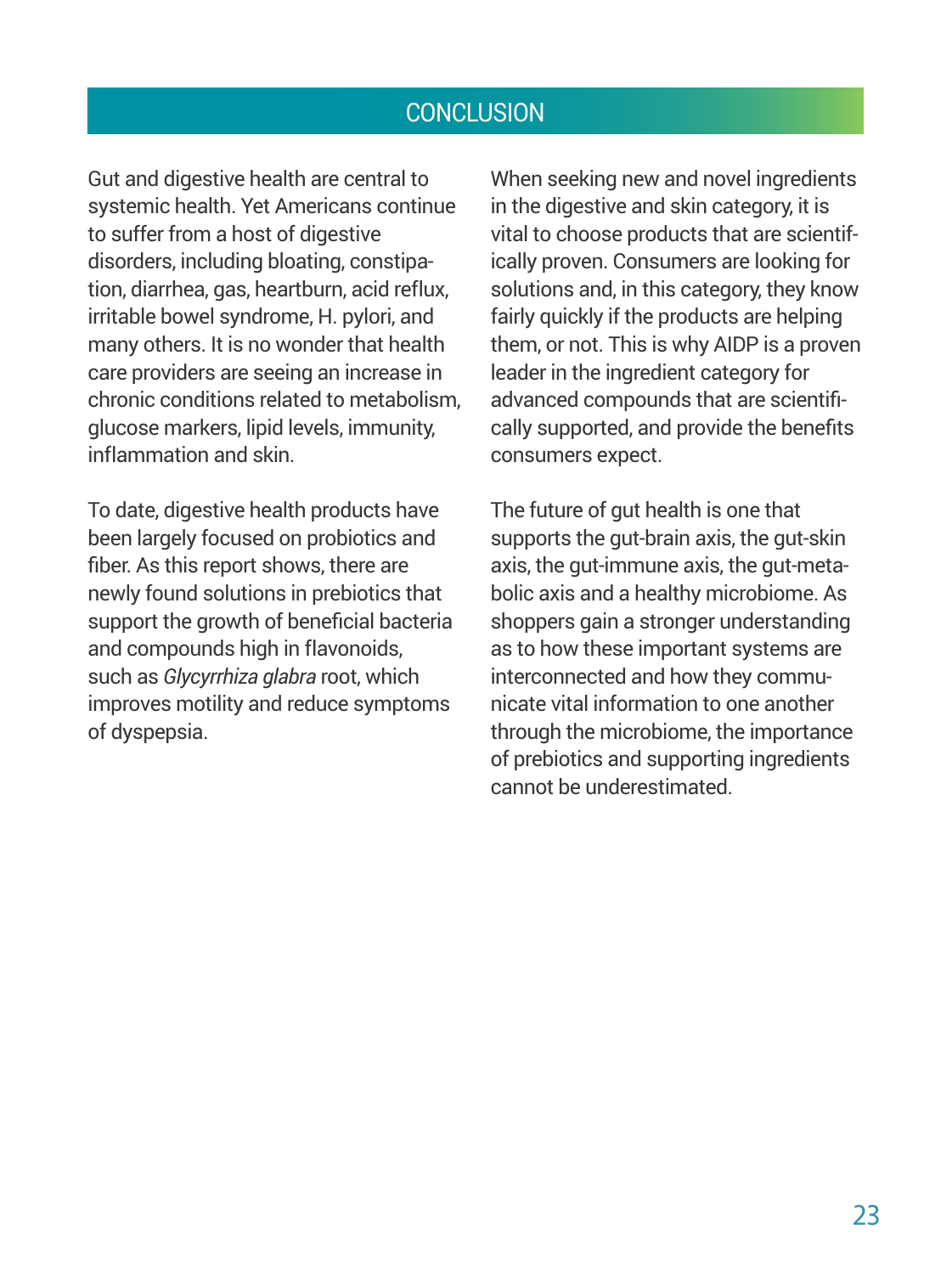## CONCLUSION

Gut and digestive health are central to systemic health. Yet Americans continue to suffer from a host of digestive disorders, including bloating, constipation, diarrhea, gas, heartburn, acid reflux, irritable bowel syndrome, H. pylori, and many others. It is no wonder that health care providers are seeing an increase in chronic conditions related to metabolism, glucose markers, lipid levels, immunity, inflammation and skin.

To date, digestive health products have been largely focused on probiotics and fiber. As this report shows, there are newly found solutions in prebiotics that support the growth of beneficial bacteria and compounds high in flavonoids, such as *Glycyrrhiza glabra* root, which improves motility and reduce symptoms of dyspepsia.

When seeking new and novel ingredients in the digestive and skin category, it is vital to choose products that are scientifically proven. Consumers are looking for solutions and, in this category, they know fairly quickly if the products are helping them, or not. This is why AIDP is a proven leader in the ingredient category for advanced compounds that are scientifically supported, and provide the benefits consumers expect.

The future of gut health is one that supports the gut-brain axis, the gut-skin axis, the gut-immune axis, the gut-metabolic axis and a healthy microbiome. As shoppers gain a stronger understanding as to how these important systems are interconnected and how they communicate vital information to one another through the microbiome, the importance of prebiotics and supporting ingredients cannot be underestimated.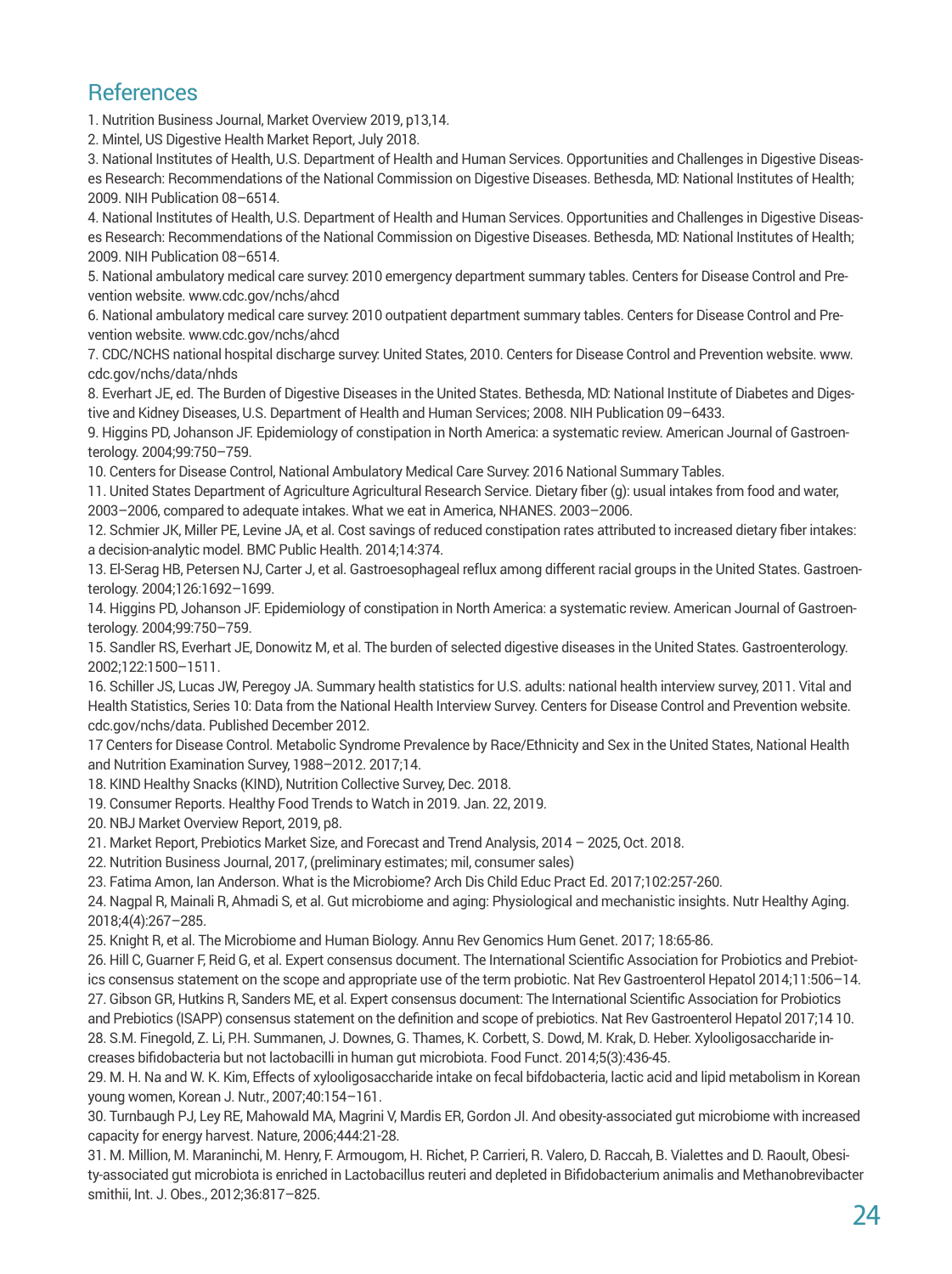## References

1. Nutrition Business Journal, Market Overview 2019, p13,14.
2. Mintel, US Digestive Health Market Report, July 2018.
3. National Institutes of Health, U.S. Department of Health and Human Services. Opportunities and Challenges in Digestive Diseases Research: Recommendations of the National Commission on Digestive Diseases. Bethesda, MD: National Institutes of Health; 2009. NIH Publication 08–6514.
4. National Institutes of Health, U.S. Department of Health and Human Services. Opportunities and Challenges in Digestive Diseases Research: Recommendations of the National Commission on Digestive Diseases. Bethesda, MD: National Institutes of Health; 2009. NIH Publication 08–6514.
5. National ambulatory medical care survey: 2010 emergency department summary tables. Centers for Disease Control and Prevention website. www.cdc.gov/nchs/ahcd
6. National ambulatory medical care survey: 2010 outpatient department summary tables. Centers for Disease Control and Prevention website. www.cdc.gov/nchs/ahcd
7. CDC/NCHS national hospital discharge survey: United States, 2010. Centers for Disease Control and Prevention website. www.cdc.gov/nchs/data/nhds
8. Everhart JE, ed. The Burden of Digestive Diseases in the United States. Bethesda, MD: National Institute of Diabetes and Digestive and Kidney Diseases, U.S. Department of Health and Human Services; 2008. NIH Publication 09–6433.
9. Higgins PD, Johanson JF. Epidemiology of constipation in North America: a systematic review. American Journal of Gastroenterology. 2004;99:750–759.
10. Centers for Disease Control, National Ambulatory Medical Care Survey: 2016 National Summary Tables.
11. United States Department of Agriculture Agricultural Research Service. Dietary fiber (g): usual intakes from food and water, 2003–2006, compared to adequate intakes. What we eat in America, NHANES. 2003–2006.
12. Schmier JK, Miller PE, Levine JA, et al. Cost savings of reduced constipation rates attributed to increased dietary fiber intakes: a decision-analytic model. BMC Public Health. 2014;14:374.
13. El-Serag HB, Petersen NJ, Carter J, et al. Gastroesophageal reflux among different racial groups in the United States. Gastroenterology. 2004;126:1692–1699.
14. Higgins PD, Johanson JF. Epidemiology of constipation in North America: a systematic review. American Journal of Gastroenterology. 2004;99:750–759.
15. Sandler RS, Everhart JE, Donowitz M, et al. The burden of selected digestive diseases in the United States. Gastroenterology. 2002;122:1500–1511.
16. Schiller JS, Lucas JW, Peregoy JA. Summary health statistics for U.S. adults: national health interview survey, 2011. Vital and Health Statistics, Series 10: Data from the National Health Interview Survey. Centers for Disease Control and Prevention website. cdc.gov/nchs/data. Published December 2012.
17 Centers for Disease Control. Metabolic Syndrome Prevalence by Race/Ethnicity and Sex in the United States, National Health and Nutrition Examination Survey, 1988–2012. 2017;14.
18. KIND Healthy Snacks (KIND), Nutrition Collective Survey, Dec. 2018.
19. Consumer Reports. Healthy Food Trends to Watch in 2019. Jan. 22, 2019.
20. NBJ Market Overview Report, 2019, p8.
21. Market Report, Prebiotics Market Size, and Forecast and Trend Analysis, 2014 – 2025, Oct. 2018.
22. Nutrition Business Journal, 2017, (preliminary estimates; mil, consumer sales)
23. Fatima Amon, Ian Anderson. What is the Microbiome? Arch Dis Child Educ Pract Ed. 2017;102:257-260.
24. Nagpal R, Mainali R, Ahmadi S, et al. Gut microbiome and aging: Physiological and mechanistic insights. Nutr Healthy Aging. 2018;4(4):267–285.
25. Knight R, et al. The Microbiome and Human Biology. Annu Rev Genomics Hum Genet. 2017; 18:65-86.
26. Hill C, Guarner F, Reid G, et al. Expert consensus document. The International Scientific Association for Probiotics and Prebiotics consensus statement on the scope and appropriate use of the term probiotic. Nat Rev Gastroenterol Hepatol 2014;11:506–14.
27. Gibson GR, Hutkins R, Sanders ME, et al. Expert consensus document: The International Scientific Association for Probiotics and Prebiotics (ISAPP) consensus statement on the definition and scope of prebiotics. Nat Rev Gastroenterol Hepatol 2017;14 10.
28. S.M. Finegold, Z. Li, P.H. Summanen, J. Downes, G. Thames, K. Corbett, S. Dowd, M. Krak, D. Heber. Xylooligosaccharide increases bifidobacteria but not lactobacilli in human gut microbiota. Food Funct. 2014;5(3):436-45.
29. M. H. Na and W. K. Kim, Effects of xylooligosaccharide intake on fecal bifdobacteria, lactic acid and lipid metabolism in Korean young women, Korean J. Nutr., 2007;40:154–161.
30. Turnbaugh PJ, Ley RE, Mahowald MA, Magrini V, Mardis ER, Gordon JI. And obesity-associated gut microbiome with increased capacity for energy harvest. Nature, 2006;444:21-28.
31. M. Million, M. Maraninchi, M. Henry, F. Armougom, H. Richet, P. Carrieri, R. Valero, D. Raccah, B. Vialettes and D. Raoult, Obesity-associated gut microbiota is enriched in Lactobacillus reuteri and depleted in Bifidobacterium animalis and Methanobrevibacter smithii, Int. J. Obes., 2012;36:817–825.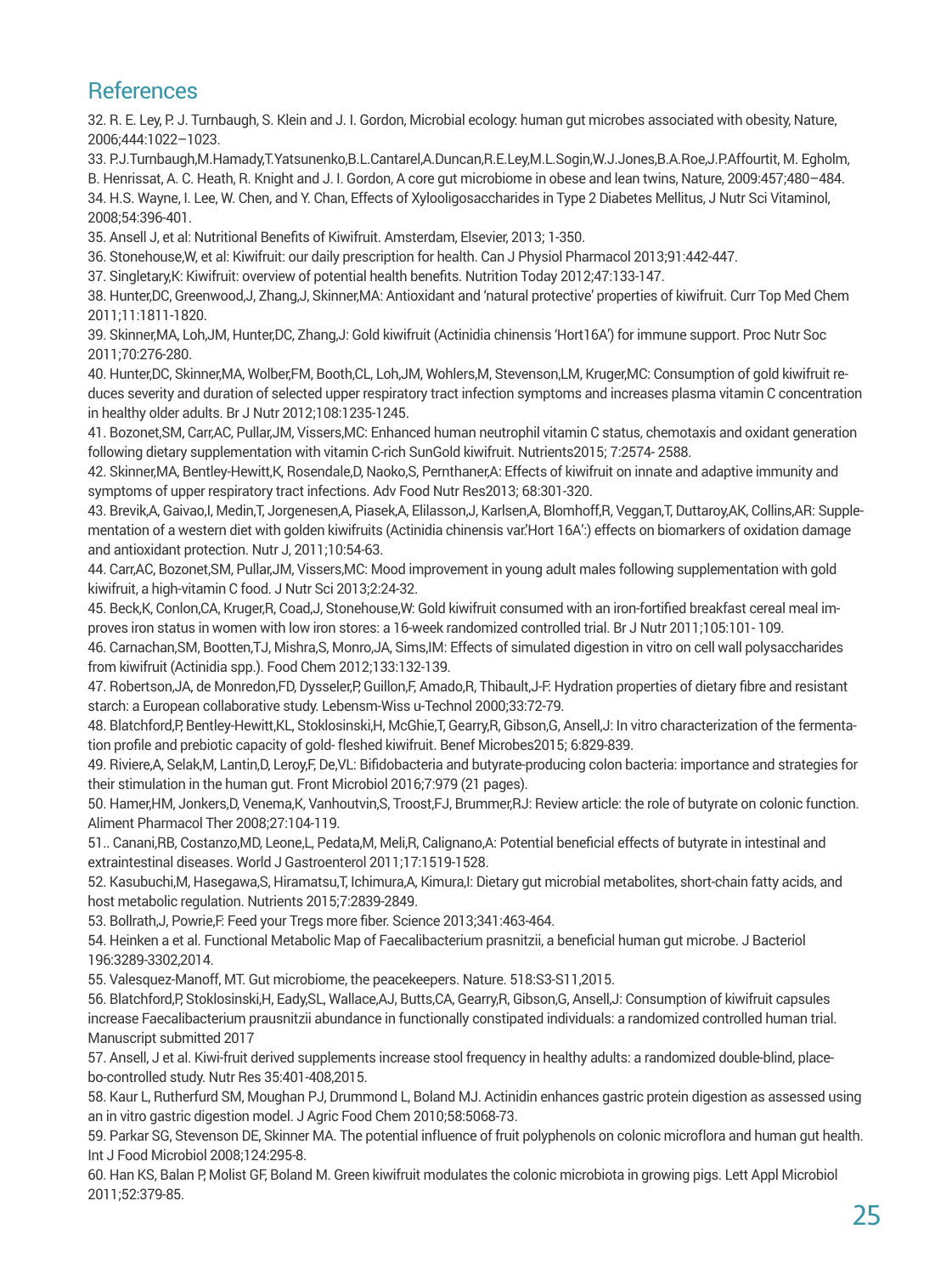## References

32. R. E. Ley, P. J. Turnbaugh, S. Klein and J. I. Gordon, Microbial ecology: human gut microbes associated with obesity, Nature, 2006;444:1022–1023.
33. P.J.Turnbaugh,M.Hamady,T.Yatsunenko,B.L.Cantarel,A.Duncan,R.E.Ley,M.L.Sogin,W.J.Jones,B.A.Roe,J.P.Affourtit, M. Egholm, B. Henrissat, A. C. Heath, R. Knight and J. I. Gordon, A core gut microbiome in obese and lean twins, Nature, 2009:457;480–484.
34. H.S. Wayne, I. Lee, W. Chen, and Y. Chan, Effects of Xylooligosaccharides in Type 2 Diabetes Mellitus, J Nutr Sci Vitaminol, 2008;54:396-401.
35. Ansell J, et al: Nutritional Benefits of Kiwifruit. Amsterdam, Elsevier, 2013; 1-350.
36. Stonehouse,W, et al: Kiwifruit: our daily prescription for health. Can J Physiol Pharmacol 2013;91:442-447.
37. Singletary,K: Kiwifruit: overview of potential health benefits. Nutrition Today 2012;47:133-147.
38. Hunter,DC, Greenwood,J, Zhang,J, Skinner,MA: Antioxidant and 'natural protective' properties of kiwifruit. Curr Top Med Chem 2011;11:1811-1820.
39. Skinner,MA, Loh,JM, Hunter,DC, Zhang,J: Gold kiwifruit (Actinidia chinensis 'Hort16A') for immune support. Proc Nutr Soc 2011;70:276-280.
40. Hunter,DC, Skinner,MA, Wolber,FM, Booth,CL, Loh,JM, Wohlers,M, Stevenson,LM, Kruger,MC: Consumption of gold kiwifruit reduces severity and duration of selected upper respiratory tract infection symptoms and increases plasma vitamin C concentration in healthy older adults. Br J Nutr 2012;108:1235-1245.
41. Bozonet,SM, Carr,AC, Pullar,JM, Vissers,MC: Enhanced human neutrophil vitamin C status, chemotaxis and oxidant generation following dietary supplementation with vitamin C-rich SunGold kiwifruit. Nutrients2015; 7:2574- 2588.
42. Skinner,MA, Bentley-Hewitt,K, Rosendale,D, Naoko,S, Pernthaner,A: Effects of kiwifruit on innate and adaptive immunity and symptoms of upper respiratory tract infections. Adv Food Nutr Res2013; 68:301-320.
43. Brevik,A, Gaivao,I, Medin,T, Jorgenesen,A, Piasek,A, Elilasson,J, Karlsen,A, Blomhoff,R, Veggan,T, Duttaroy,AK, Collins,AR: Supplementation of a western diet with golden kiwifruits (Actinidia chinensis var.'Hort 16A':) effects on biomarkers of oxidation damage and antioxidant protection. Nutr J, 2011;10:54-63.
44. Carr,AC, Bozonet,SM, Pullar,JM, Vissers,MC: Mood improvement in young adult males following supplementation with gold kiwifruit, a high-vitamin C food. J Nutr Sci 2013;2:24-32.
45. Beck,K, Conlon,CA, Kruger,R, Coad,J, Stonehouse,W: Gold kiwifruit consumed with an iron-fortified breakfast cereal meal improves iron status in women with low iron stores: a 16-week randomized controlled trial. Br J Nutr 2011;105:101- 109.
46. Carnachan,SM, Bootten,TJ, Mishra,S, Monro,JA, Sims,IM: Effects of simulated digestion in vitro on cell wall polysaccharides from kiwifruit (Actinidia spp.). Food Chem 2012;133:132-139.
47. Robertson,JA, de Monredon,FD, Dysseler,P, Guillon,F, Amado,R, Thibault,J-F: Hydration properties of dietary fibre and resistant starch: a European collaborative study. Lebensm-Wiss u-Technol 2000;33:72-79.
48. Blatchford,P, Bentley-Hewitt,KL, Stoklosinski,H, McGhie,T, Gearry,R, Gibson,G, Ansell,J: In vitro characterization of the fermentation profile and prebiotic capacity of gold- fleshed kiwifruit. Benef Microbes2015; 6:829-839.
49. Riviere,A, Selak,M, Lantin,D, Leroy,F, De,VL: Bifidobacteria and butyrate-producing colon bacteria: importance and strategies for their stimulation in the human gut. Front Microbiol 2016;7:979 (21 pages).
50. Hamer,HM, Jonkers,D, Venema,K, Vanhoutvin,S, Troost,FJ, Brummer,RJ: Review article: the role of butyrate on colonic function. Aliment Pharmacol Ther 2008;27:104-119.
51.. Canani,RB, Costanzo,MD, Leone,L, Pedata,M, Meli,R, Calignano,A: Potential beneficial effects of butyrate in intestinal and extraintestinal diseases. World J Gastroenterol 2011;17:1519-1528.
52. Kasubuchi,M, Hasegawa,S, Hiramatsu,T, Ichimura,A, Kimura,I: Dietary gut microbial metabolites, short-chain fatty acids, and host metabolic regulation. Nutrients 2015;7:2839-2849.
53. Bollrath,J, Powrie,F: Feed your Tregs more fiber. Science 2013;341:463-464.
54. Heinken a et al. Functional Metabolic Map of Faecalibacterium prasnitzii, a beneficial human gut microbe. J Bacteriol 196:3289-3302,2014.
55. Valesquez-Manoff, MT. Gut microbiome, the peacekeepers. Nature. 518:S3-S11,2015.
56. Blatchford,P, Stoklosinski,H, Eady,SL, Wallace,AJ, Butts,CA, Gearry,R, Gibson,G, Ansell,J: Consumption of kiwifruit capsules increase Faecalibacterium prausnitzii abundance in functionally constipated individuals: a randomized controlled human trial. Manuscript submitted 2017
57. Ansell, J et al. Kiwi-fruit derived supplements increase stool frequency in healthy adults: a randomized double-blind, placebo-controlled study. Nutr Res 35:401-408,2015.
58. Kaur L, Rutherfurd SM, Moughan PJ, Drummond L, Boland MJ. Actinidin enhances gastric protein digestion as assessed using an in vitro gastric digestion model. J Agric Food Chem 2010;58:5068-73.
59. Parkar SG, Stevenson DE, Skinner MA. The potential influence of fruit polyphenols on colonic microflora and human gut health. Int J Food Microbiol 2008;124:295-8.
60. Han KS, Balan P, Molist GF, Boland M. Green kiwifruit modulates the colonic microbiota in growing pigs. Lett Appl Microbiol 2011;52:379-85.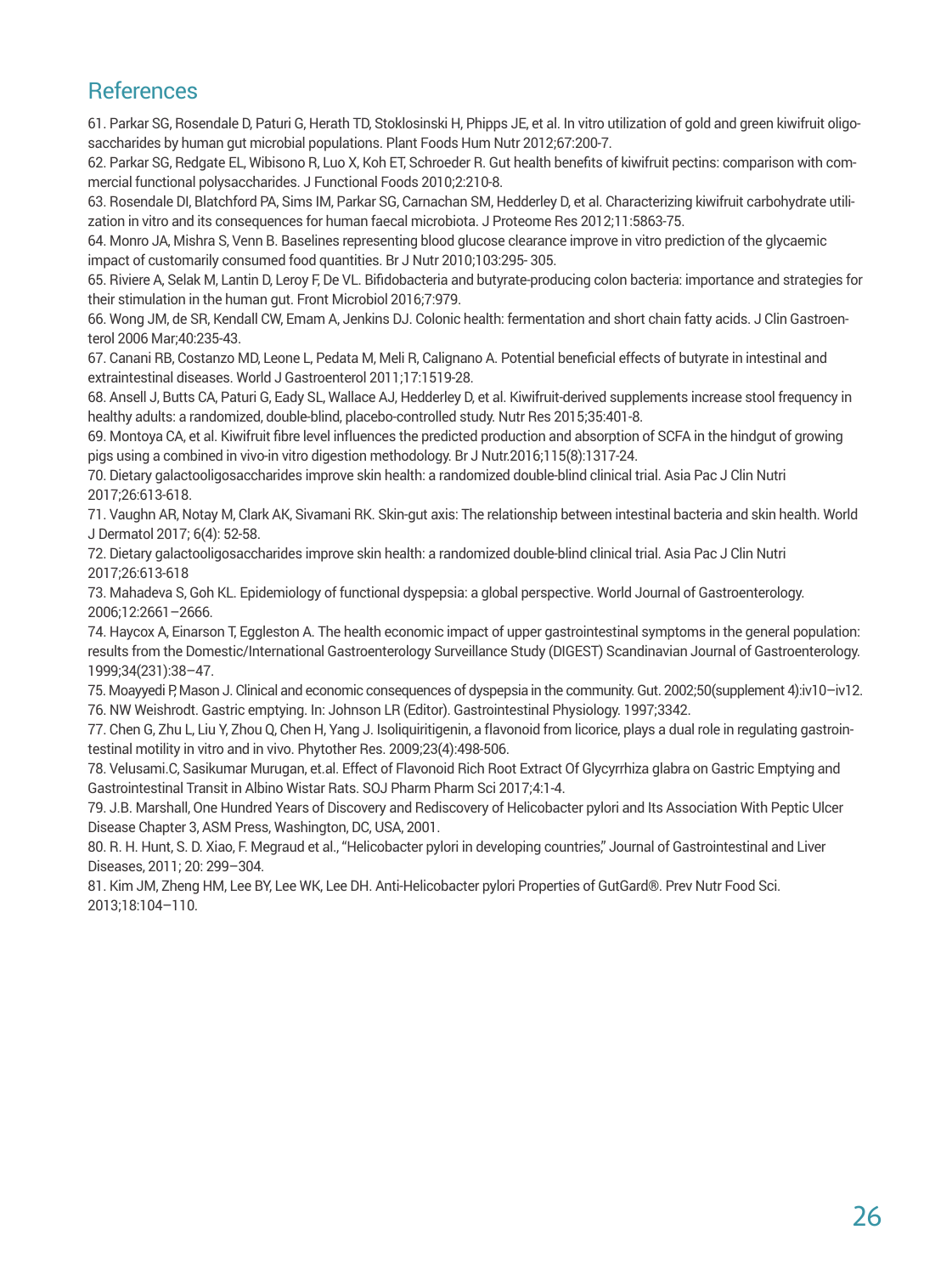## References

61. Parkar SG, Rosendale D, Paturi G, Herath TD, Stoklosinski H, Phipps JE, et al. In vitro utilization of gold and green kiwifruit oligosaccharides by human gut microbial populations. Plant Foods Hum Nutr 2012;67:200-7.
62. Parkar SG, Redgate EL, Wibisono R, Luo X, Koh ET, Schroeder R. Gut health benefits of kiwifruit pectins: comparison with commercial functional polysaccharides. J Functional Foods 2010;2:210-8.
63. Rosendale DI, Blatchford PA, Sims IM, Parkar SG, Carnachan SM, Hedderley D, et al. Characterizing kiwifruit carbohydrate utilization in vitro and its consequences for human faecal microbiota. J Proteome Res 2012;11:5863-75.
64. Monro JA, Mishra S, Venn B. Baselines representing blood glucose clearance improve in vitro prediction of the glycaemic impact of customarily consumed food quantities. Br J Nutr 2010;103:295- 305.
65. Riviere A, Selak M, Lantin D, Leroy F, De VL. Bifidobacteria and butyrate-producing colon bacteria: importance and strategies for their stimulation in the human gut. Front Microbiol 2016;7:979.
66. Wong JM, de SR, Kendall CW, Emam A, Jenkins DJ. Colonic health: fermentation and short chain fatty acids. J Clin Gastroenterol 2006 Mar;40:235-43.
67. Canani RB, Costanzo MD, Leone L, Pedata M, Meli R, Calignano A. Potential beneficial effects of butyrate in intestinal and extraintestinal diseases. World J Gastroenterol 2011;17:1519-28.
68. Ansell J, Butts CA, Paturi G, Eady SL, Wallace AJ, Hedderley D, et al. Kiwifruit-derived supplements increase stool frequency in healthy adults: a randomized, double-blind, placebo-controlled study. Nutr Res 2015;35:401-8.
69. Montoya CA, et al. Kiwifruit fibre level influences the predicted production and absorption of SCFA in the hindgut of growing pigs using a combined in vivo-in vitro digestion methodology. Br J Nutr.2016;115(8):1317-24.
70. Dietary galactooligosaccharides improve skin health: a randomized double-blind clinical trial. Asia Pac J Clin Nutri 2017;26:613-618.
71. Vaughn AR, Notay M, Clark AK, Sivamani RK. Skin-gut axis: The relationship between intestinal bacteria and skin health. World J Dermatol 2017; 6(4): 52-58.
72. Dietary galactooligosaccharides improve skin health: a randomized double-blind clinical trial. Asia Pac J Clin Nutri 2017;26:613-618
73. Mahadeva S, Goh KL. Epidemiology of functional dyspepsia: a global perspective. World Journal of Gastroenterology. 2006;12:2661–2666.
74. Haycox A, Einarson T, Eggleston A. The health economic impact of upper gastrointestinal symptoms in the general population: results from the Domestic/International Gastroenterology Surveillance Study (DIGEST) Scandinavian Journal of Gastroenterology. 1999;34(231):38–47.
75. Moayyedi P, Mason J. Clinical and economic consequences of dyspepsia in the community. Gut. 2002;50(supplement 4):iv10–iv12.
76. NW Weishrodt. Gastric emptying. In: Johnson LR (Editor). Gastrointestinal Physiology. 1997;3342.
77. Chen G, Zhu L, Liu Y, Zhou Q, Chen H, Yang J. Isoliquiritigenin, a flavonoid from licorice, plays a dual role in regulating gastrointestinal motility in vitro and in vivo. Phytother Res. 2009;23(4):498-506.
78. Velusami.C, Sasikumar Murugan, et.al. Effect of Flavonoid Rich Root Extract Of Glycyrrhiza glabra on Gastric Emptying and Gastrointestinal Transit in Albino Wistar Rats. SOJ Pharm Pharm Sci 2017;4:1-4.
79. J.B. Marshall, One Hundred Years of Discovery and Rediscovery of Helicobacter pylori and Its Association With Peptic Ulcer Disease Chapter 3, ASM Press, Washington, DC, USA, 2001.
80. R. H. Hunt, S. D. Xiao, F. Megraud et al., "Helicobacter pylori in developing countries," Journal of Gastrointestinal and Liver Diseases, 2011; 20: 299–304.
81. Kim JM, Zheng HM, Lee BY, Lee WK, Lee DH. Anti-Helicobacter pylori Properties of GutGard®. Prev Nutr Food Sci. 2013;18:104–110.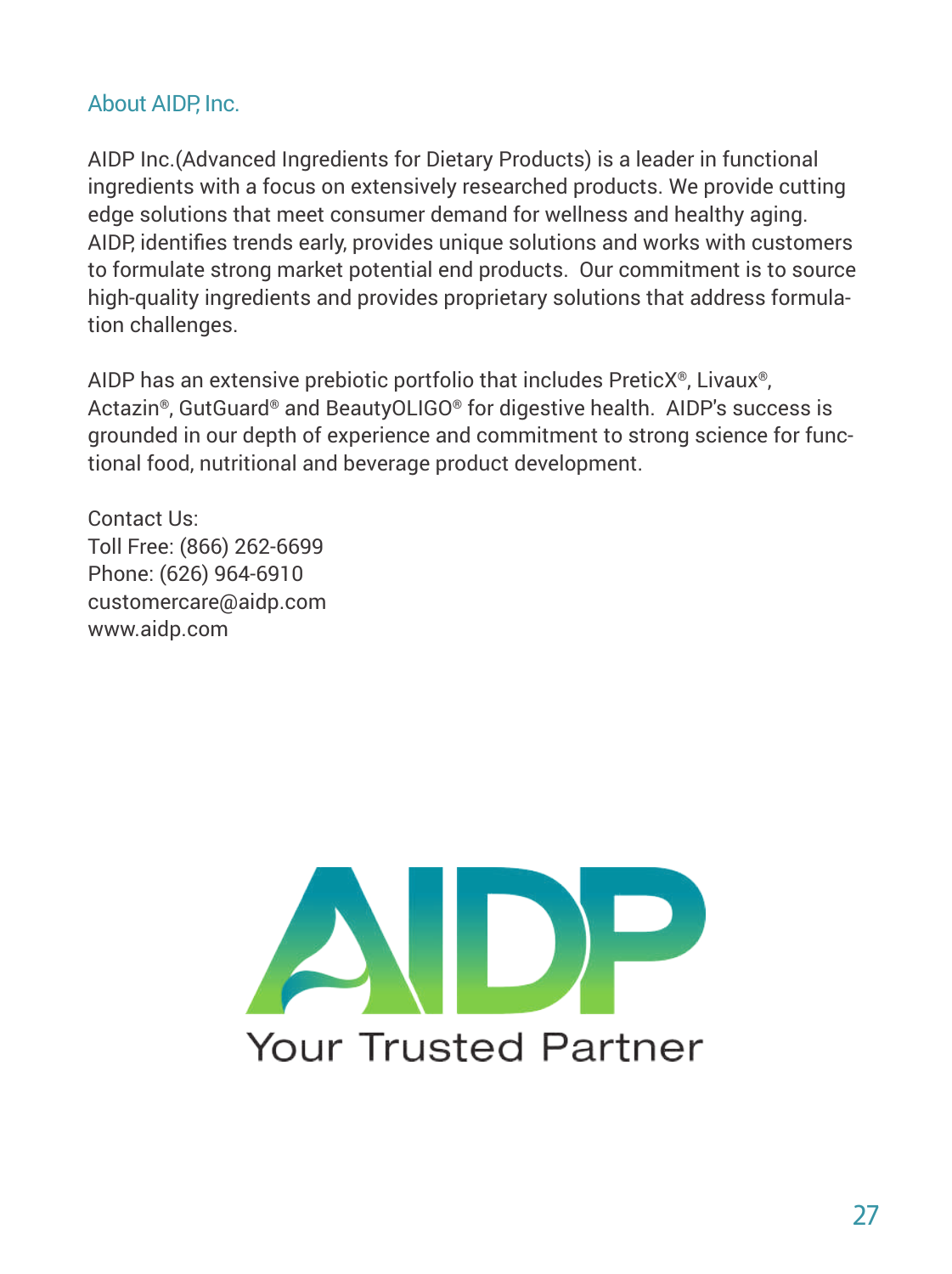## About AIDP, Inc.

AIDP Inc.(Advanced Ingredients for Dietary Products) is a leader in functional ingredients with a focus on extensively researched products. We provide cutting edge solutions that meet consumer demand for wellness and healthy aging. AIDP, identifies trends early, provides unique solutions and works with customers to formulate strong market potential end products. Our commitment is to source high-quality ingredients and provides proprietary solutions that address formulation challenges.

AIDP has an extensive prebiotic portfolio that includes PreticX®, Livaux®, Actazin®, GutGuard® and BeautyOLIGO® for digestive health. AIDP's success is grounded in our depth of experience and commitment to strong science for functional food, nutritional and beverage product development.

Contact Us:
Toll Free: (866) 262-6699
Phone: (626) 964-6910
customercare@aidp.com
www.aidp.com

AIDP

Your Trusted Partner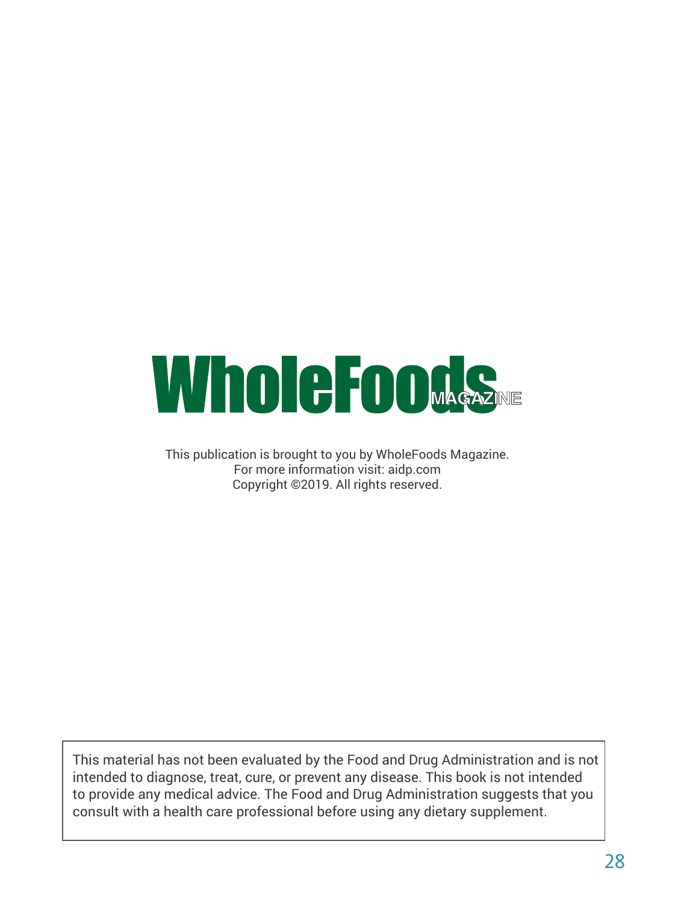WholeFoods MAGAZINE

This publication is brought to you by WholeFoods Magazine.
For more information visit: aidp.com
Copyright ©2019. All rights reserved.

This material has not been evaluated by the Food and Drug Administration and is not intended to diagnose, treat, cure, or prevent any disease. This book is not intended to provide any medical advice. The Food and Drug Administration suggests that you consult with a health care professional before using any dietary supplement.